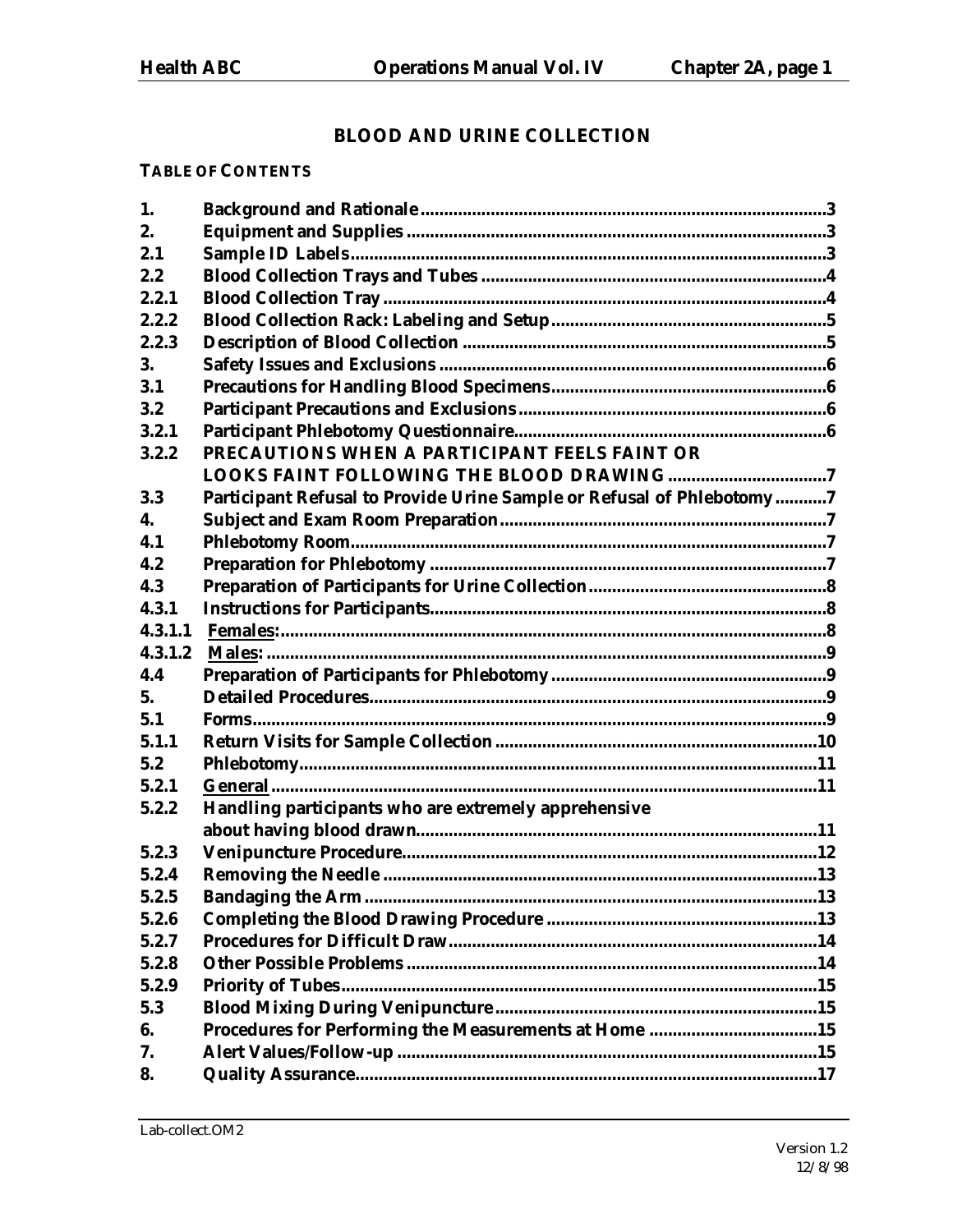# BLOOD AND URINE COLLECTION

**TABLE OF CONTENTS**

| | | |
|---|---|---|
| **1.** | **Background and Rationale** | **3** |
| **2.** | **Equipment and Supplies** | **3** |
| **2.1** | **Sample ID Labels** | **3** |
| **2.2** | **Blood Collection Trays and Tubes** | **4** |
| **2.2.1** | **Blood Collection Tray** | **4** |
| **2.2.2** | **Blood Collection Rack: Labeling and Setup** | **5** |
| **2.2.3** | **Description of Blood Collection** | **5** |
| **3.** | **Safety Issues and Exclusions** | **6** |
| **3.1** | **Precautions for Handling Blood Specimens** | **6** |
| **3.2** | **Participant Precautions and Exclusions** | **6** |
| **3.2.1** | **Participant Phlebotomy Questionnaire** | **6** |
| **3.2.2** | **PRECAUTIONS WHEN A PARTICIPANT FEELS FAINT OR LOOKS FAINT FOLLOWING THE BLOOD DRAWING** | **7** |
| **3.3** | **Participant Refusal to Provide Urine Sample or Refusal of Phlebotomy** | **7** |
| **4.** | **Subject and Exam Room Preparation** | **7** |
| **4.1** | **Phlebotomy Room** | **7** |
| **4.2** | **Preparation for Phlebotomy** | **7** |
| **4.3** | **Preparation of Participants for Urine Collection** | **8** |
| **4.3.1** | **Instructions for Participants** | **8** |
| **4.3.1.1** | **Females:** | **8** |
| **4.3.1.2** | **Males:** | **9** |
| **4.4** | **Preparation of Participants for Phlebotomy** | **9** |
| **5.** | **Detailed Procedures** | **9** |
| **5.1** | **Forms** | **9** |
| **5.1.1** | **Return Visits for Sample Collection** | **10** |
| **5.2** | **Phlebotomy** | **11** |
| **5.2.1** | **General** | **11** |
| **5.2.2** | **Handling participants who are extremely apprehensive about having blood drawn** | **11** |
| **5.2.3** | **Venipuncture Procedure** | **12** |
| **5.2.4** | **Removing the Needle** | **13** |
| **5.2.5** | **Bandaging the Arm** | **13** |
| **5.2.6** | **Completing the Blood Drawing Procedure** | **13** |
| **5.2.7** | **Procedures for Difficult Draw** | **14** |
| **5.2.8** | **Other Possible Problems** | **14** |
| **5.2.9** | **Priority of Tubes** | **15** |
| **5.3** | **Blood Mixing During Venipuncture** | **15** |
| **6.** | **Procedures for Performing the Measurements at Home** | **15** |
| **7.** | **Alert Values/Follow-up** | **15** |
| **8.** | **Quality Assurance** | **17** |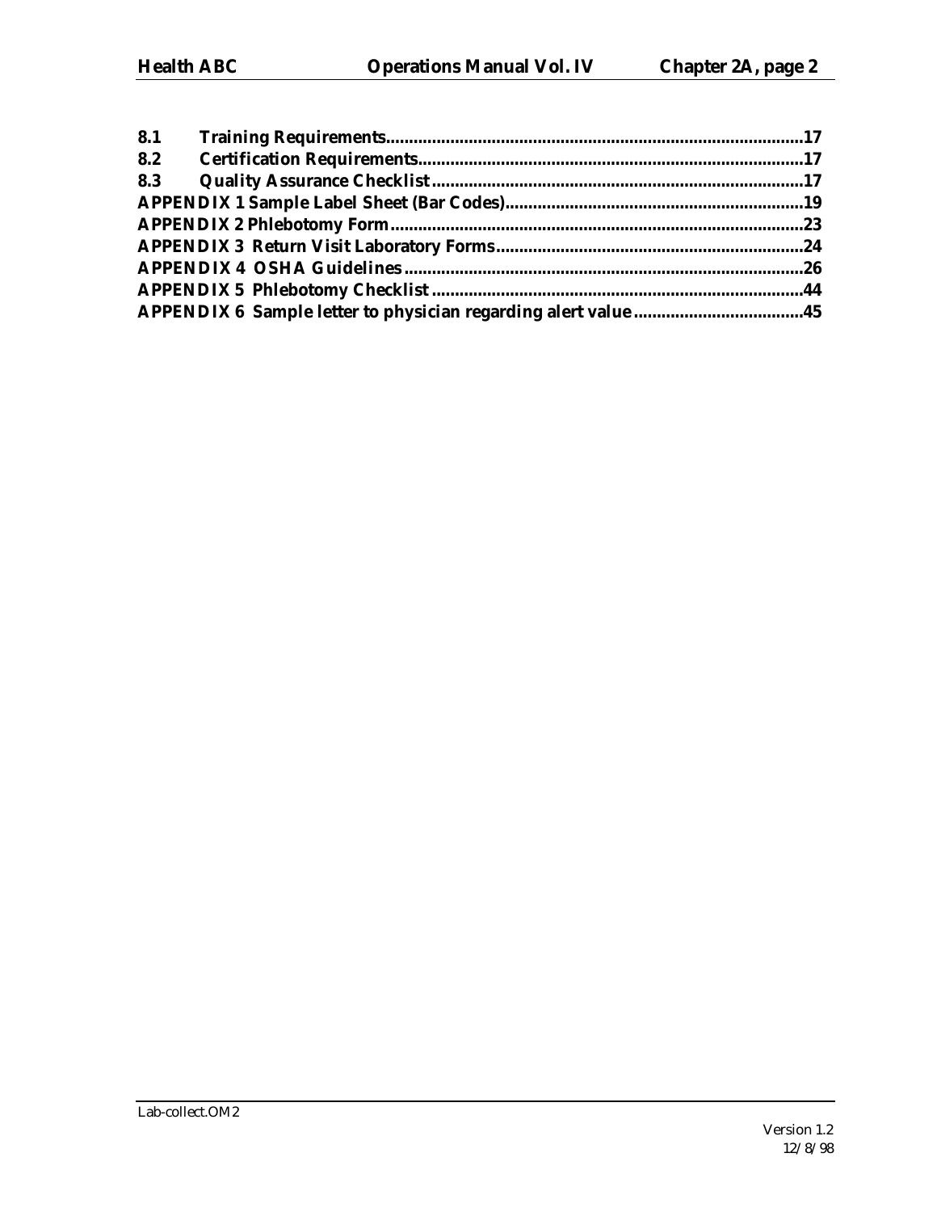8.1 **Training Requirements** ........................................................................................17

8.2 **Certification Requirements** ..................................................................................17

8.3 **Quality Assurance Checklist** ...............................................................................17

**APPENDIX 1 Sample Label Sheet (Bar Codes)** ...............................................................19

**APPENDIX 2 Phlebotomy Form** .......................................................................................23

**APPENDIX 3 Return Visit Laboratory Forms** ..................................................................24

**APPENDIX 4 OSHA Guidelines** .......................................................................................26

**APPENDIX 5 Phlebotomy Checklist** ................................................................................44

**APPENDIX 6 Sample letter to physician regarding alert value** .....................................45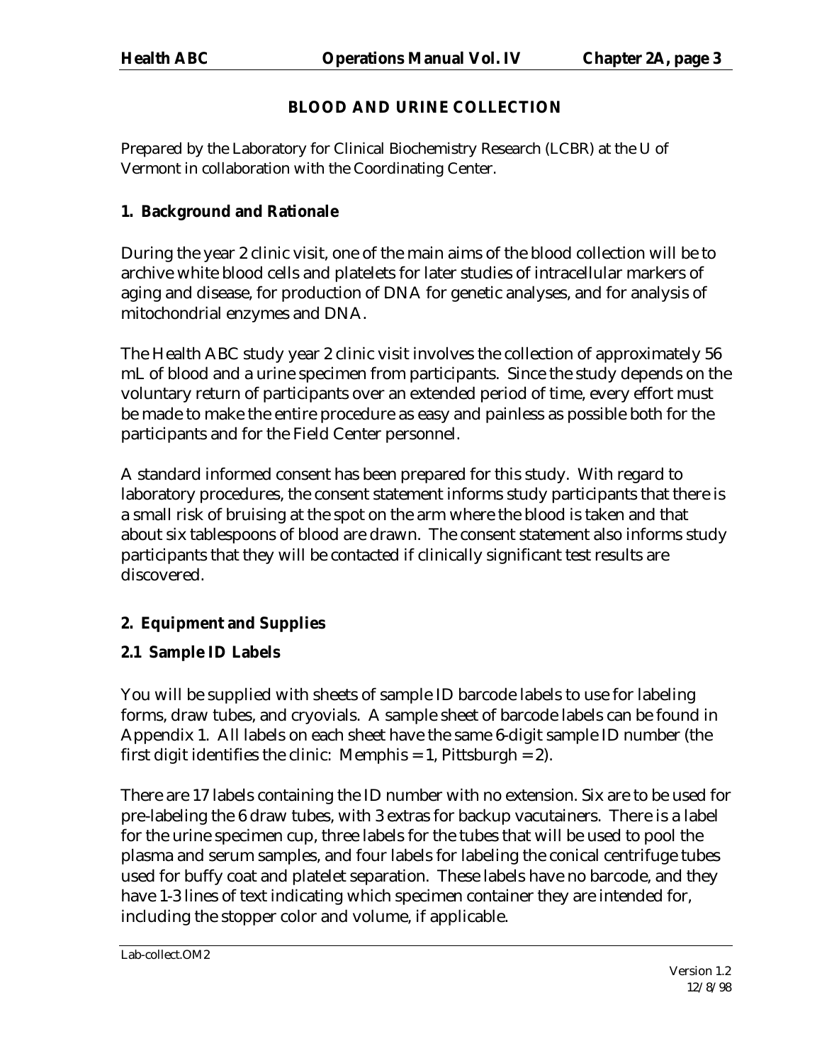# BLOOD AND URINE COLLECTION

Prepared by the Laboratory for Clinical Biochemistry Research (LCBR) at the U of Vermont in collaboration with the Coordinating Center.

## 1. Background and Rationale

During the year 2 clinic visit, one of the main aims of the blood collection will be to archive white blood cells and platelets for later studies of intracellular markers of aging and disease, for production of DNA for genetic analyses, and for analysis of mitochondrial enzymes and DNA.

The Health ABC study year 2 clinic visit involves the collection of approximately 56 mL of blood and a urine specimen from participants. Since the study depends on the voluntary return of participants over an extended period of time, every effort must be made to make the entire procedure as easy and painless as possible both for the participants and for the Field Center personnel.

A standard informed consent has been prepared for this study. With regard to laboratory procedures, the consent statement informs study participants that there is a small risk of bruising at the spot on the arm where the blood is taken and that about six tablespoons of blood are drawn. The consent statement also informs study participants that they will be contacted if clinically significant test results are discovered.

## 2. Equipment and Supplies

### 2.1 Sample ID Labels

You will be supplied with sheets of sample ID barcode labels to use for labeling forms, draw tubes, and cryovials. A sample sheet of barcode labels can be found in Appendix 1. All labels on each sheet have the same 6-digit sample ID number (the first digit identifies the clinic: Memphis = 1, Pittsburgh = 2).

There are 17 labels containing the ID number with no extension. Six are to be used for pre-labeling the 6 draw tubes, with 3 extras for backup vacutainers. There is a label for the urine specimen cup, three labels for the tubes that will be used to pool the plasma and serum samples, and four labels for labeling the conical centrifuge tubes used for buffy coat and platelet separation. These labels have no barcode, and they have 1-3 lines of text indicating which specimen container they are intended for, including the stopper color and volume, if applicable.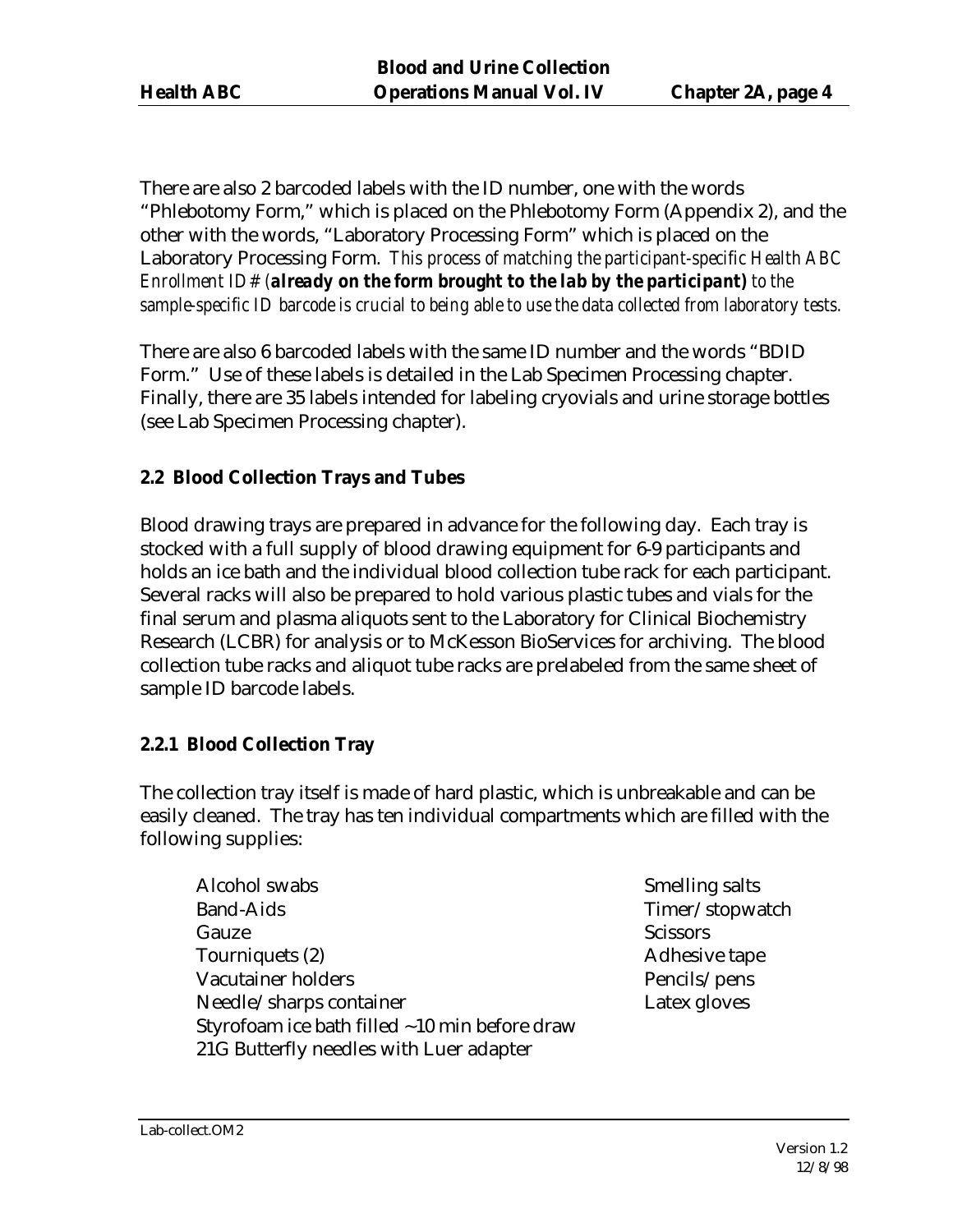There are also 2 barcoded labels with the ID number, one with the words "Phlebotomy Form," which is placed on the Phlebotomy Form (Appendix 2), and the other with the words, "Laboratory Processing Form" which is placed on the Laboratory Processing Form. *This process of matching the participant-specific Health ABC Enrollment ID# (**already on the form brought to the lab by the participant)** to the sample-specific ID barcode is crucial to being able to use the data collected from laboratory tests.*

There are also 6 barcoded labels with the same ID number and the words "BDID Form." Use of these labels is detailed in the Lab Specimen Processing chapter. Finally, there are 35 labels intended for labeling cryovials and urine storage bottles (see Lab Specimen Processing chapter).

### 2.2 Blood Collection Trays and Tubes

Blood drawing trays are prepared in advance for the following day. Each tray is stocked with a full supply of blood drawing equipment for 6-9 participants and holds an ice bath and the individual blood collection tube rack for each participant. Several racks will also be prepared to hold various plastic tubes and vials for the final serum and plasma aliquots sent to the Laboratory for Clinical Biochemistry Research (LCBR) for analysis or to McKesson BioServices for archiving. The blood collection tube racks and aliquot tube racks are prelabeled from the same sheet of sample ID barcode labels.

#### 2.2.1 Blood Collection Tray

The collection tray itself is made of hard plastic, which is unbreakable and can be easily cleaned. The tray has ten individual compartments which are filled with the following supplies:

- Alcohol swabs
- Band-Aids
- Gauze
- Tourniquets (2)
- Vacutainer holders
- Needle/sharps container
- Styrofoam ice bath filled ~10 min before draw
- 21G Butterfly needles with Luer adapter
- Smelling salts
- Timer/stopwatch
- Scissors
- Adhesive tape
- Pencils/pens
- Latex gloves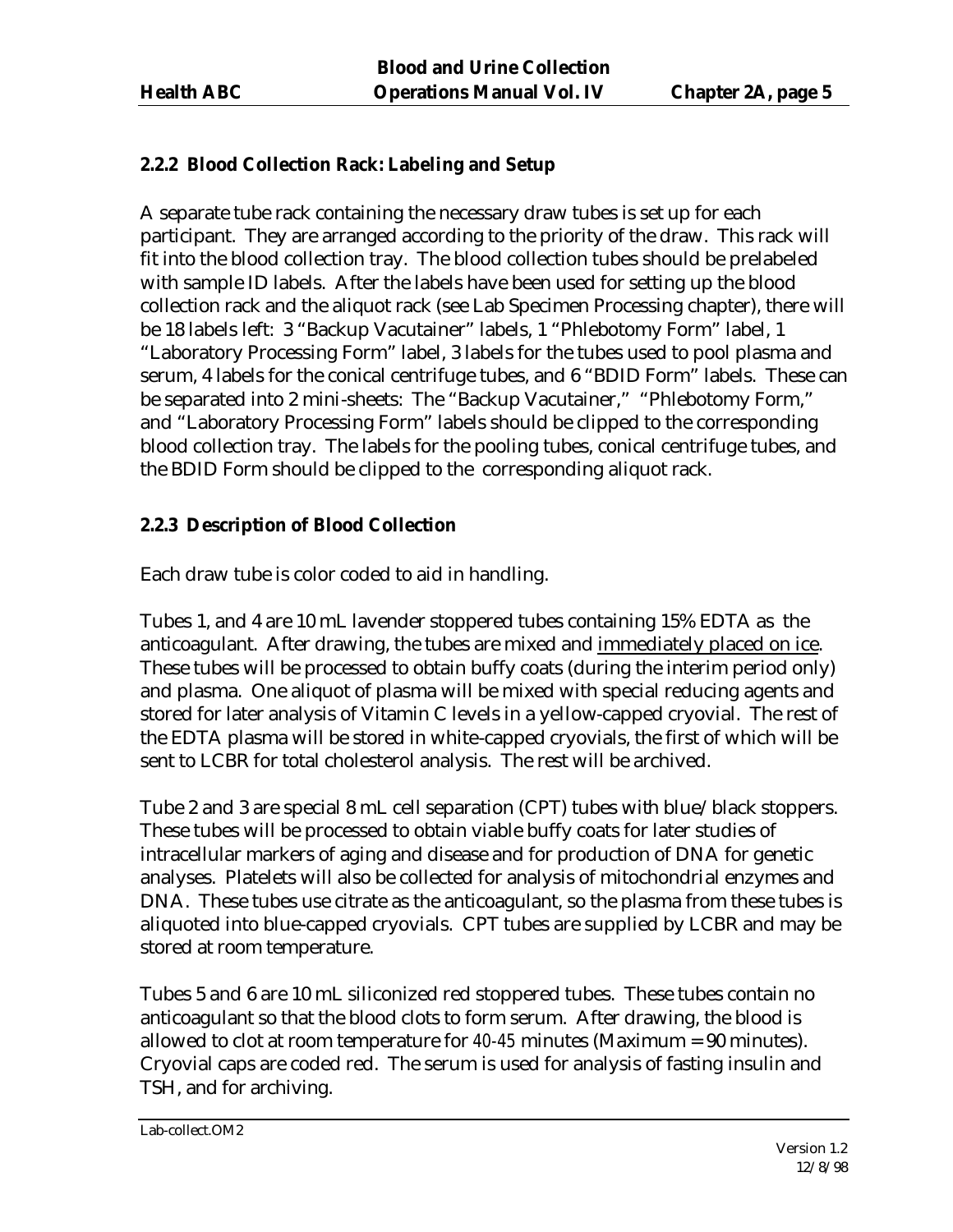### 2.2.2 Blood Collection Rack: Labeling and Setup

A separate tube rack containing the necessary draw tubes is set up for each participant. They are arranged according to the priority of the draw. This rack will fit into the blood collection tray. The blood collection tubes should be prelabeled with sample ID labels. After the labels have been used for setting up the blood collection rack and the aliquot rack (see Lab Specimen Processing chapter), there will be 18 labels left: 3 "Backup Vacutainer" labels, 1 "Phlebotomy Form" label, 1 "Laboratory Processing Form" label, 3 labels for the tubes used to pool plasma and serum, 4 labels for the conical centrifuge tubes, and 6 "BDID Form" labels. These can be separated into 2 mini-sheets: The "Backup Vacutainer," "Phlebotomy Form," and "Laboratory Processing Form" labels should be clipped to the corresponding blood collection tray. The labels for the pooling tubes, conical centrifuge tubes, and the BDID Form should be clipped to the corresponding aliquot rack.

### 2.2.3 Description of Blood Collection

Each draw tube is color coded to aid in handling.

Tubes 1, and 4 are 10 mL lavender stoppered tubes containing 15% EDTA as the anticoagulant. After drawing, the tubes are mixed and <u>immediately placed on ice</u>. These tubes will be processed to obtain buffy coats (during the interim period only) and plasma. One aliquot of plasma will be mixed with special reducing agents and stored for later analysis of Vitamin C levels in a yellow-capped cryovial. The rest of the EDTA plasma will be stored in white-capped cryovials, the first of which will be sent to LCBR for total cholesterol analysis. The rest will be archived.

Tube 2 and 3 are special 8 mL cell separation (CPT) tubes with blue/black stoppers. These tubes will be processed to obtain viable buffy coats for later studies of intracellular markers of aging and disease and for production of DNA for genetic analyses. Platelets will also be collected for analysis of mitochondrial enzymes and DNA. These tubes use citrate as the anticoagulant, so the plasma from these tubes is aliquoted into blue-capped cryovials. CPT tubes are supplied by LCBR and may be stored at room temperature.

Tubes 5 and 6 are 10 mL siliconized red stoppered tubes. These tubes contain no anticoagulant so that the blood clots to form serum. After drawing, the blood is allowed to clot at room temperature for 40-45 minutes (Maximum = 90 minutes). Cryovial caps are coded red. The serum is used for analysis of fasting insulin and TSH, and for archiving.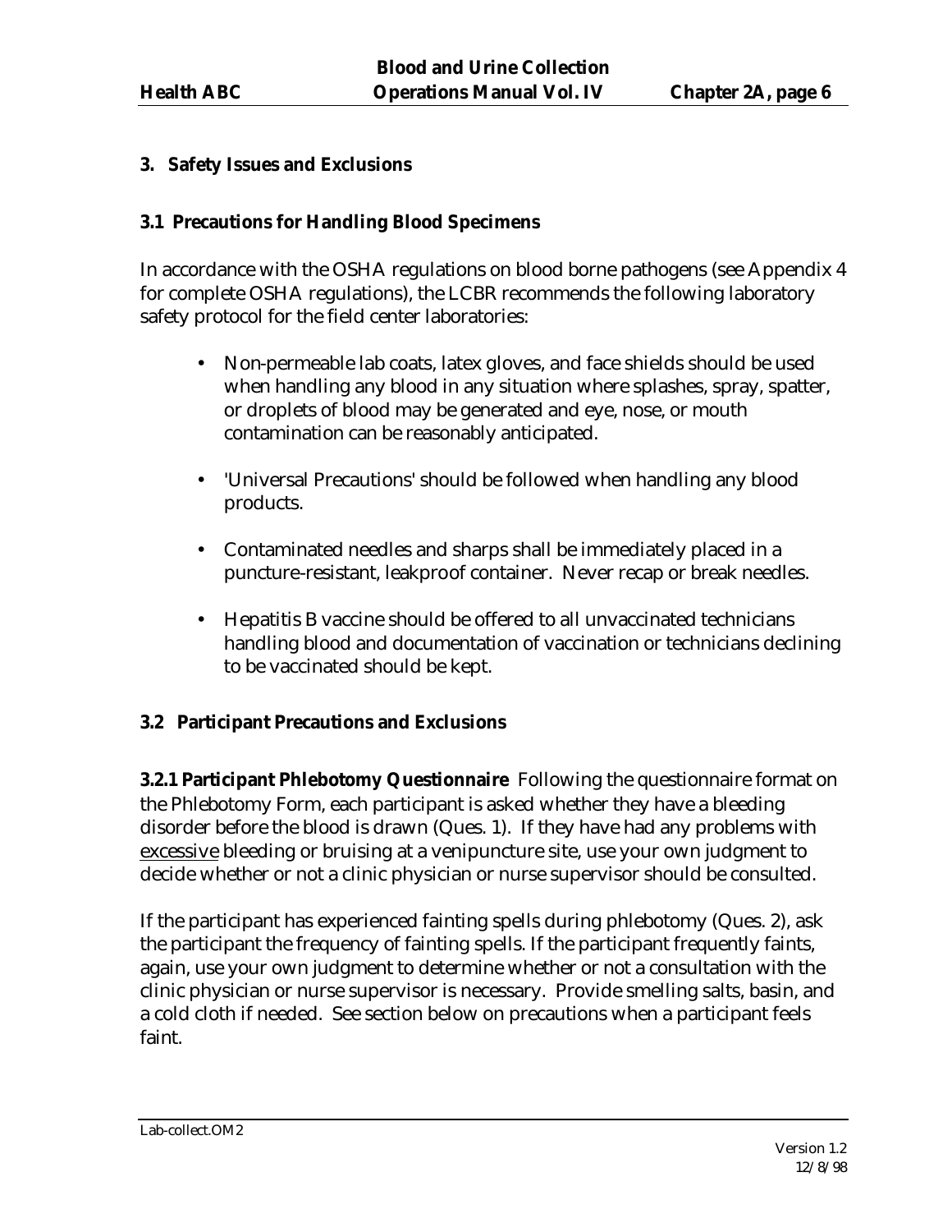## 3. Safety Issues and Exclusions

### 3.1 Precautions for Handling Blood Specimens

In accordance with the OSHA regulations on blood borne pathogens (see Appendix 4 for complete OSHA regulations), the LCBR recommends the following laboratory safety protocol for the field center laboratories:

- Non-permeable lab coats, latex gloves, and face shields should be used when handling any blood in any situation where splashes, spray, spatter, or droplets of blood may be generated and eye, nose, or mouth contamination can be reasonably anticipated.

- 'Universal Precautions' should be followed when handling any blood products.

- Contaminated needles and sharps shall be immediately placed in a puncture-resistant, leakproof container. Never recap or break needles.

- Hepatitis B vaccine should be offered to all unvaccinated technicians handling blood and documentation of vaccination or technicians declining to be vaccinated should be kept.

### 3.2 Participant Precautions and Exclusions

**3.2.1 Participant Phlebotomy Questionnaire** Following the questionnaire format on the Phlebotomy Form, each participant is asked whether they have a bleeding disorder before the blood is drawn (Ques. 1). If they have had any problems with <u>excessive</u> bleeding or bruising at a venipuncture site, use your own judgment to decide whether or not a clinic physician or nurse supervisor should be consulted.

If the participant has experienced fainting spells during phlebotomy (Ques. 2), ask the participant the frequency of fainting spells. If the participant frequently faints, again, use your own judgment to determine whether or not a consultation with the clinic physician or nurse supervisor is necessary. Provide smelling salts, basin, and a cold cloth if needed. See section below on precautions when a participant feels faint.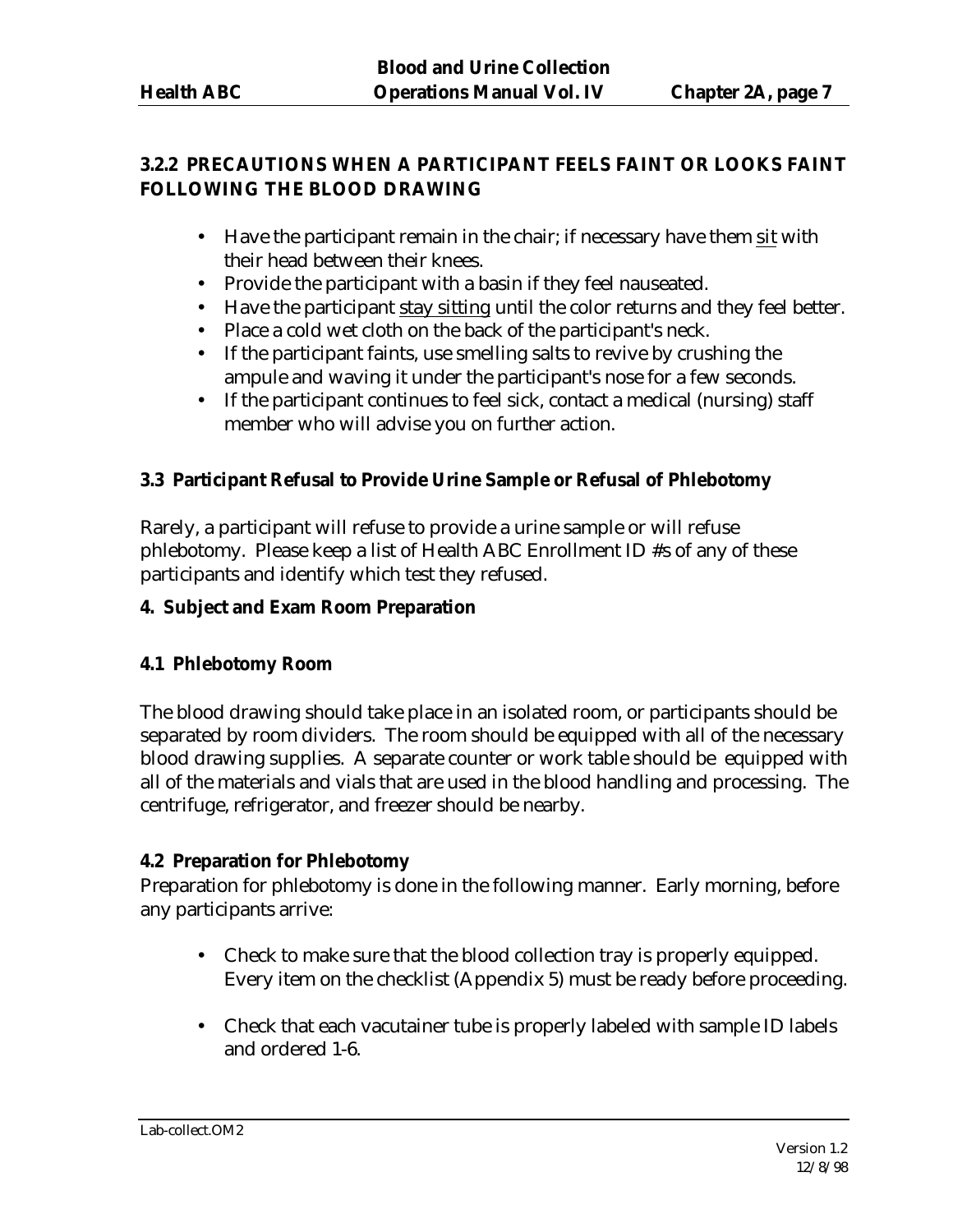### 3.2.2 PRECAUTIONS WHEN A PARTICIPANT FEELS FAINT OR LOOKS FAINT FOLLOWING THE BLOOD DRAWING

- Have the participant remain in the chair; if necessary have them <u>sit</u> with their head between their knees.
- Provide the participant with a basin if they feel nauseated.
- Have the participant <u>stay sitting</u> until the color returns and they feel better.
- Place a cold wet cloth on the back of the participant's neck.
- If the participant faints, use smelling salts to revive by crushing the ampule and waving it under the participant's nose for a few seconds.
- If the participant continues to feel sick, contact a medical (nursing) staff member who will advise you on further action.

### 3.3 Participant Refusal to Provide Urine Sample or Refusal of Phlebotomy

Rarely, a participant will refuse to provide a urine sample or will refuse phlebotomy. Please keep a list of Health ABC Enrollment ID #s of any of these participants and identify which test they refused.

## 4. Subject and Exam Room Preparation

### 4.1 Phlebotomy Room

The blood drawing should take place in an isolated room, or participants should be separated by room dividers. The room should be equipped with all of the necessary blood drawing supplies. A separate counter or work table should be equipped with all of the materials and vials that are used in the blood handling and processing. The centrifuge, refrigerator, and freezer should be nearby.

### 4.2 Preparation for Phlebotomy

Preparation for phlebotomy is done in the following manner. Early morning, before any participants arrive:

- Check to make sure that the blood collection tray is properly equipped. Every item on the checklist (Appendix 5) must be ready before proceeding.

- Check that each vacutainer tube is properly labeled with sample ID labels and ordered 1-6.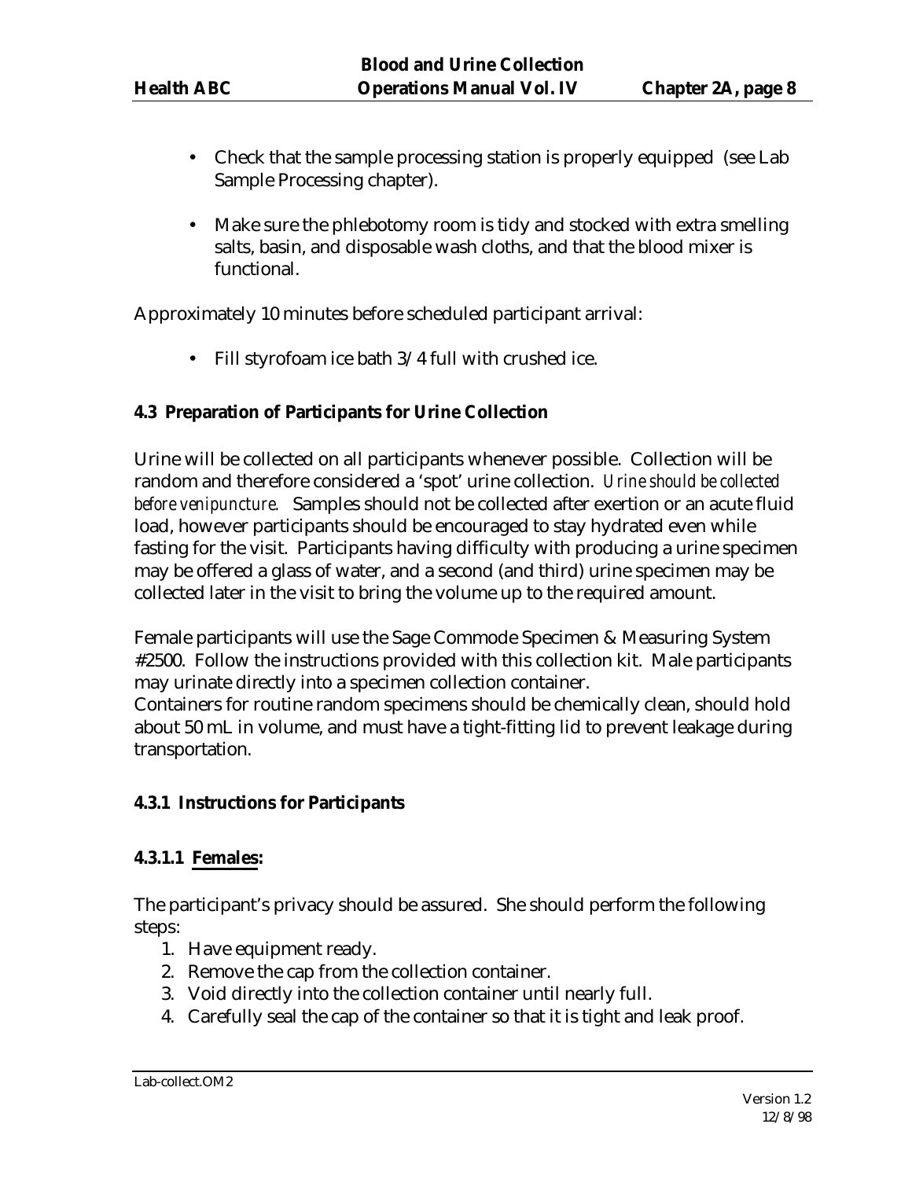- Check that the sample processing station is properly equipped (see Lab Sample Processing chapter).
- Make sure the phlebotomy room is tidy and stocked with extra smelling salts, basin, and disposable wash cloths, and that the blood mixer is functional.

Approximately 10 minutes before scheduled participant arrival:

- Fill styrofoam ice bath 3/4 full with crushed ice.

### 4.3 Preparation of Participants for Urine Collection

Urine will be collected on all participants whenever possible. Collection will be random and therefore considered a 'spot' urine collection. *Urine should be collected before venipuncture.* Samples should not be collected after exertion or an acute fluid load, however participants should be encouraged to stay hydrated even while fasting for the visit. Participants having difficulty with producing a urine specimen may be offered a glass of water, and a second (and third) urine specimen may be collected later in the visit to bring the volume up to the required amount.

Female participants will use the Sage Commode Specimen & Measuring System #2500. Follow the instructions provided with this collection kit. Male participants may urinate directly into a specimen collection container.
Containers for routine random specimens should be chemically clean, should hold about 50 mL in volume, and must have a tight-fitting lid to prevent leakage during transportation.

#### 4.3.1 Instructions for Participants

##### 4.3.1.1 Females:

The participant's privacy should be assured. She should perform the following steps:

1. Have equipment ready.
2. Remove the cap from the collection container.
3. Void directly into the collection container until nearly full.
4. Carefully seal the cap of the container so that it is tight and leak proof.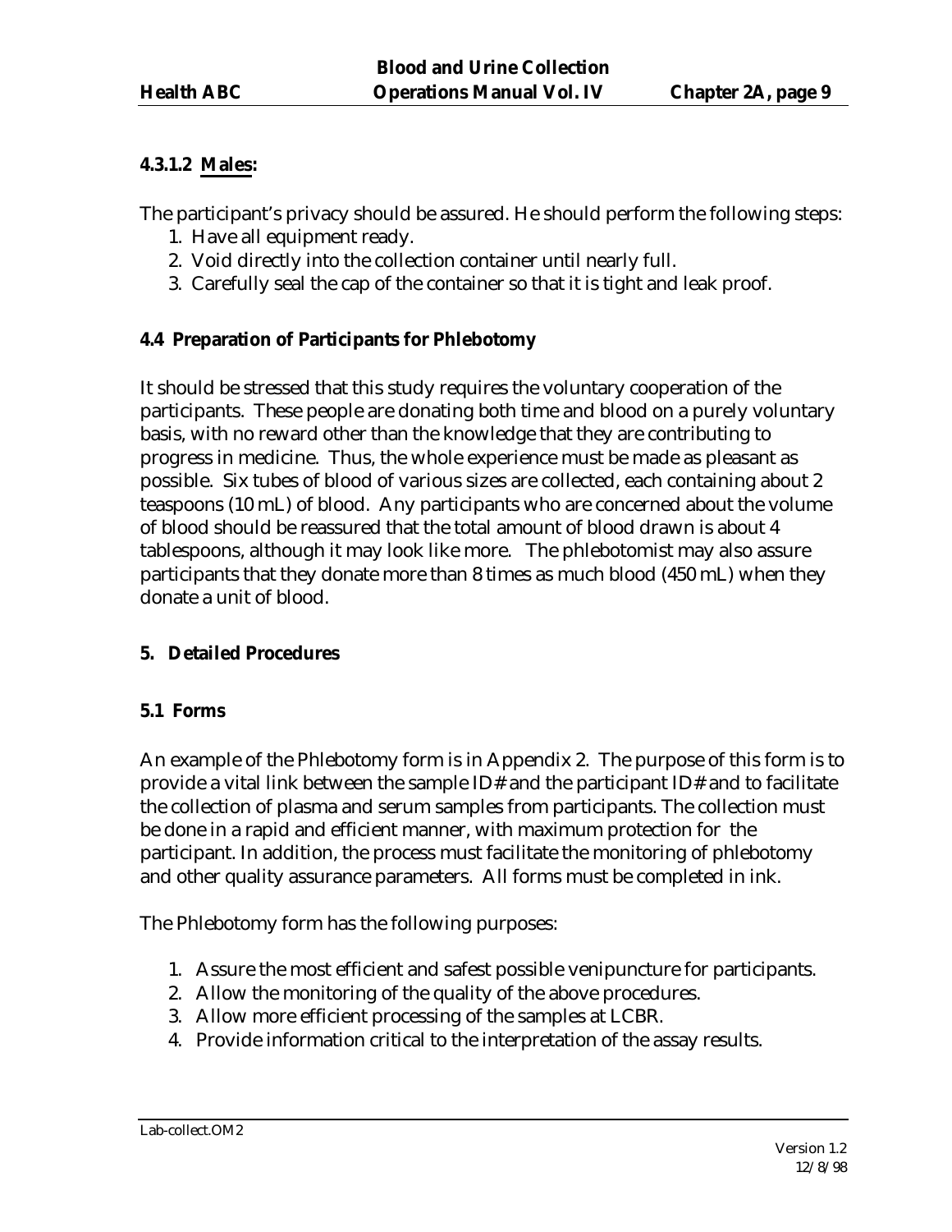#### 4.3.1.2 Males:

The participant's privacy should be assured. He should perform the following steps:

1. Have all equipment ready.
2. Void directly into the collection container until nearly full.
3. Carefully seal the cap of the container so that it is tight and leak proof.

### 4.4 Preparation of Participants for Phlebotomy

It should be stressed that this study requires the voluntary cooperation of the participants. These people are donating both time and blood on a purely voluntary basis, with no reward other than the knowledge that they are contributing to progress in medicine. Thus, the whole experience must be made as pleasant as possible. Six tubes of blood of various sizes are collected, each containing about 2 teaspoons (10 mL) of blood. Any participants who are concerned about the volume of blood should be reassured that the total amount of blood drawn is about 4 tablespoons, although it may look like more. The phlebotomist may also assure participants that they donate more than 8 times as much blood (450 mL) when they donate a unit of blood.

## 5. Detailed Procedures

### 5.1 Forms

An example of the Phlebotomy form is in Appendix 2. The purpose of this form is to provide a vital link between the sample ID# and the participant ID# and to facilitate the collection of plasma and serum samples from participants. The collection must be done in a rapid and efficient manner, with maximum protection for the participant. In addition, the process must facilitate the monitoring of phlebotomy and other quality assurance parameters. All forms must be completed in ink.

The Phlebotomy form has the following purposes:

1. Assure the most efficient and safest possible venipuncture for participants.
2. Allow the monitoring of the quality of the above procedures.
3. Allow more efficient processing of the samples at LCBR.
4. Provide information critical to the interpretation of the assay results.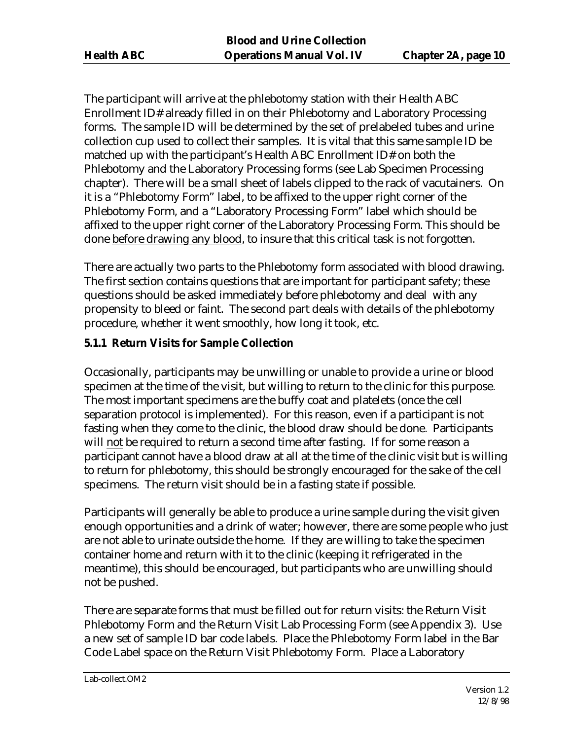The participant will arrive at the phlebotomy station with their Health ABC Enrollment ID# already filled in on their Phlebotomy and Laboratory Processing forms. The sample ID will be determined by the set of prelabeled tubes and urine collection cup used to collect their samples. It is vital that this same sample ID be matched up with the participant's Health ABC Enrollment ID# on both the Phlebotomy and the Laboratory Processing forms (see Lab Specimen Processing chapter). There will be a small sheet of labels clipped to the rack of vacutainers. On it is a "Phlebotomy Form" label, to be affixed to the upper right corner of the Phlebotomy Form, and a "Laboratory Processing Form" label which should be affixed to the upper right corner of the Laboratory Processing Form. This should be done <u>before drawing any blood</u>, to insure that this critical task is not forgotten.

There are actually two parts to the Phlebotomy form associated with blood drawing. The first section contains questions that are important for participant safety; these questions should be asked immediately before phlebotomy and deal with any propensity to bleed or faint. The second part deals with details of the phlebotomy procedure, whether it went smoothly, how long it took, etc.

### 5.1.1 Return Visits for Sample Collection

Occasionally, participants may be unwilling or unable to provide a urine or blood specimen at the time of the visit, but willing to return to the clinic for this purpose. The most important specimens are the buffy coat and platelets (once the cell separation protocol is implemented). For this reason, even if a participant is not fasting when they come to the clinic, the blood draw should be done. Participants will <u>not</u> be required to return a second time after fasting. If for some reason a participant cannot have a blood draw at all at the time of the clinic visit but is willing to return for phlebotomy, this should be strongly encouraged for the sake of the cell specimens. The return visit should be in a fasting state if possible.

Participants will generally be able to produce a urine sample during the visit given enough opportunities and a drink of water; however, there are some people who just are not able to urinate outside the home. If they are willing to take the specimen container home and return with it to the clinic (keeping it refrigerated in the meantime), this should be encouraged, but participants who are unwilling should not be pushed.

There are separate forms that must be filled out for return visits: the Return Visit Phlebotomy Form and the Return Visit Lab Processing Form (see Appendix 3). Use a new set of sample ID bar code labels. Place the Phlebotomy Form label in the Bar Code Label space on the Return Visit Phlebotomy Form. Place a Laboratory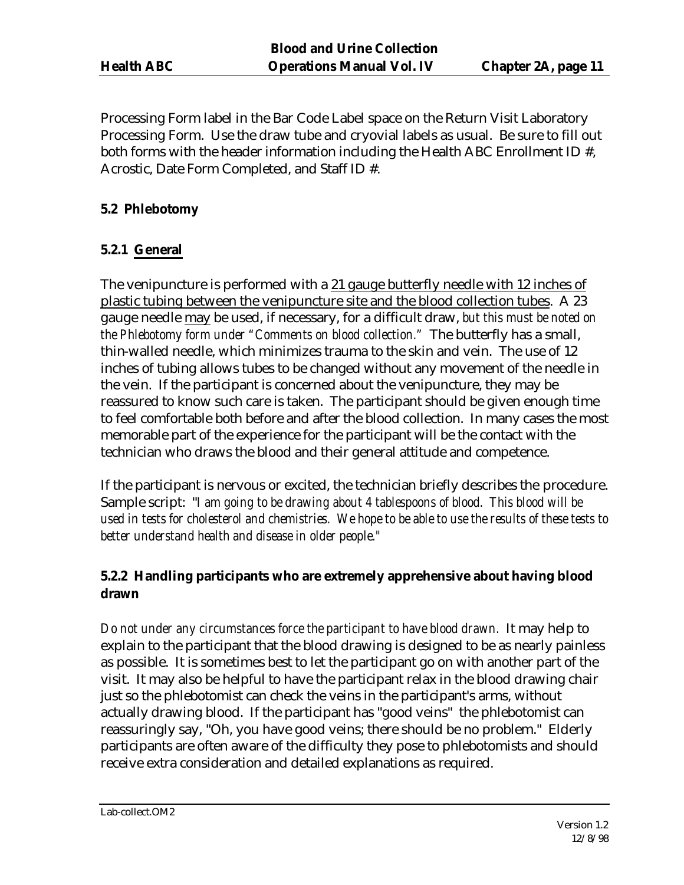Processing Form label in the Bar Code Label space on the Return Visit Laboratory Processing Form. Use the draw tube and cryovial labels as usual. Be sure to fill out both forms with the header information including the Health ABC Enrollment ID #, Acrostic, Date Form Completed, and Staff ID #.

### 5.2 Phlebotomy

#### 5.2.1 General

The venipuncture is performed with a 21 gauge butterfly needle with 12 inches of plastic tubing between the venipuncture site and the blood collection tubes. A 23 gauge needle may be used, if necessary, for a difficult draw, *but this must be noted on the Phlebotomy form under "Comments on blood collection."* The butterfly has a small, thin-walled needle, which minimizes trauma to the skin and vein. The use of 12 inches of tubing allows tubes to be changed without any movement of the needle in the vein. If the participant is concerned about the venipuncture, they may be reassured to know such care is taken. The participant should be given enough time to feel comfortable both before and after the blood collection. In many cases the most memorable part of the experience for the participant will be the contact with the technician who draws the blood and their general attitude and competence.

If the participant is nervous or excited, the technician briefly describes the procedure. Sample script: "*I am going to be drawing about 4 tablespoons of blood. This blood will be used in tests for cholesterol and chemistries. We hope to be able to use the results of these tests to better understand health and disease in older people.*"

#### 5.2.2 Handling participants who are extremely apprehensive about having blood drawn

*Do not under any circumstances force the participant to have blood drawn.* It may help to explain to the participant that the blood drawing is designed to be as nearly painless as possible. It is sometimes best to let the participant go on with another part of the visit. It may also be helpful to have the participant relax in the blood drawing chair just so the phlebotomist can check the veins in the participant's arms, without actually drawing blood. If the participant has "good veins" the phlebotomist can reassuringly say, "Oh, you have good veins; there should be no problem." Elderly participants are often aware of the difficulty they pose to phlebotomists and should receive extra consideration and detailed explanations as required.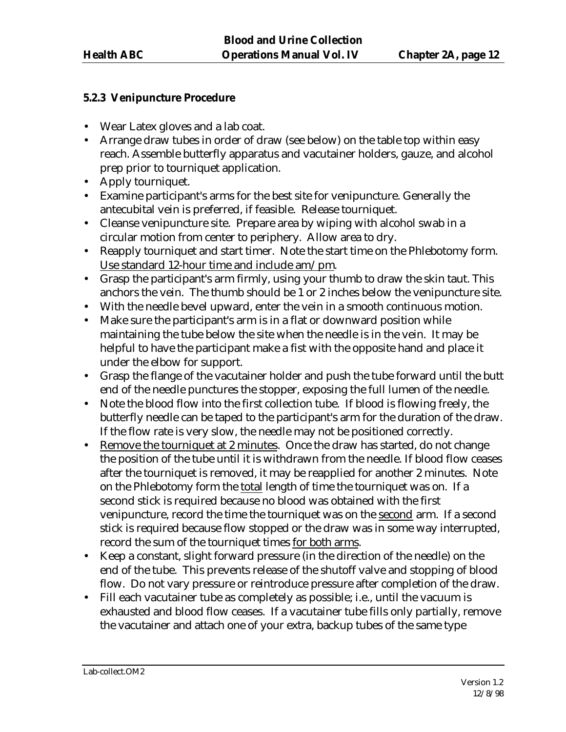### 5.2.3 Venipuncture Procedure

- Wear Latex gloves and a lab coat.
- Arrange draw tubes in order of draw (see below) on the table top within easy reach. Assemble butterfly apparatus and vacutainer holders, gauze, and alcohol prep prior to tourniquet application.
- Apply tourniquet.
- Examine participant's arms for the best site for venipuncture. Generally the antecubital vein is preferred, if feasible. Release tourniquet.
- Cleanse venipuncture site. Prepare area by wiping with alcohol swab in a circular motion from center to periphery. Allow area to dry.
- Reapply tourniquet and start timer. Note the start time on the Phlebotomy form. Use standard 12-hour time and include am/pm.
- Grasp the participant's arm firmly, using your thumb to draw the skin taut. This anchors the vein. The thumb should be 1 or 2 inches below the venipuncture site.
- With the needle bevel upward, enter the vein in a smooth continuous motion.
- Make sure the participant's arm is in a flat or downward position while maintaining the tube below the site when the needle is in the vein. It may be helpful to have the participant make a fist with the opposite hand and place it under the elbow for support.
- Grasp the flange of the vacutainer holder and push the tube forward until the butt end of the needle punctures the stopper, exposing the full lumen of the needle.
- Note the blood flow into the first collection tube. If blood is flowing freely, the butterfly needle can be taped to the participant's arm for the duration of the draw. If the flow rate is very slow, the needle may not be positioned correctly.
- Remove the tourniquet at 2 minutes. Once the draw has started, do not change the position of the tube until it is withdrawn from the needle. If blood flow ceases after the tourniquet is removed, it may be reapplied for another 2 minutes. Note on the Phlebotomy form the total length of time the tourniquet was on. If a second stick is required because no blood was obtained with the first venipuncture, record the time the tourniquet was on the second arm. If a second stick is required because flow stopped or the draw was in some way interrupted, record the sum of the tourniquet times for both arms.
- Keep a constant, slight forward pressure (in the direction of the needle) on the end of the tube. This prevents release of the shutoff valve and stopping of blood flow. Do not vary pressure or reintroduce pressure after completion of the draw.
- Fill each vacutainer tube as completely as possible; i.e., until the vacuum is exhausted and blood flow ceases. If a vacutainer tube fills only partially, remove the vacutainer and attach one of your extra, backup tubes of the same type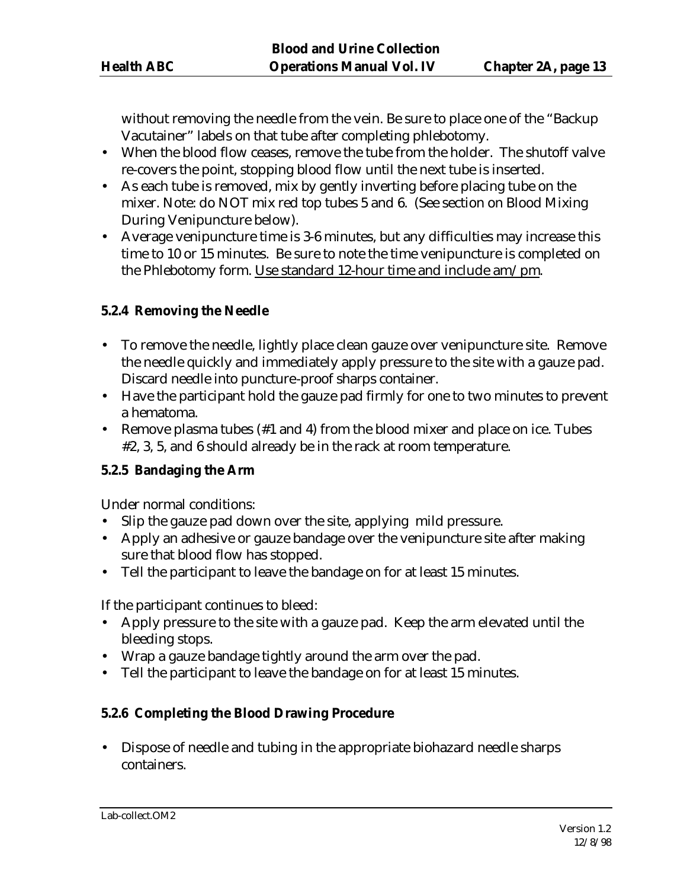without removing the needle from the vein. Be sure to place one of the "Backup Vacutainer" labels on that tube after completing phlebotomy.

- When the blood flow ceases, remove the tube from the holder. The shutoff valve re-covers the point, stopping blood flow until the next tube is inserted.
- As each tube is removed, mix by gently inverting before placing tube on the mixer. Note: do NOT mix red top tubes 5 and 6. (See section on Blood Mixing During Venipuncture below).
- Average venipuncture time is 3-6 minutes, but any difficulties may increase this time to 10 or 15 minutes. Be sure to note the time venipuncture is completed on the Phlebotomy form. <u>Use standard 12-hour time and include am/pm</u>.

### 5.2.4 Removing the Needle

- To remove the needle, lightly place clean gauze over venipuncture site. Remove the needle quickly and immediately apply pressure to the site with a gauze pad. Discard needle into puncture-proof sharps container.
- Have the participant hold the gauze pad firmly for one to two minutes to prevent a hematoma.
- Remove plasma tubes (#1 and 4) from the blood mixer and place on ice. Tubes #2, 3, 5, and 6 should already be in the rack at room temperature.

### 5.2.5 Bandaging the Arm

Under normal conditions:

- Slip the gauze pad down over the site, applying mild pressure.
- Apply an adhesive or gauze bandage over the venipuncture site after making sure that blood flow has stopped.
- Tell the participant to leave the bandage on for at least 15 minutes.

If the participant continues to bleed:

- Apply pressure to the site with a gauze pad. Keep the arm elevated until the bleeding stops.
- Wrap a gauze bandage tightly around the arm over the pad.
- Tell the participant to leave the bandage on for at least 15 minutes.

### 5.2.6 Completing the Blood Drawing Procedure

- Dispose of needle and tubing in the appropriate biohazard needle sharps containers.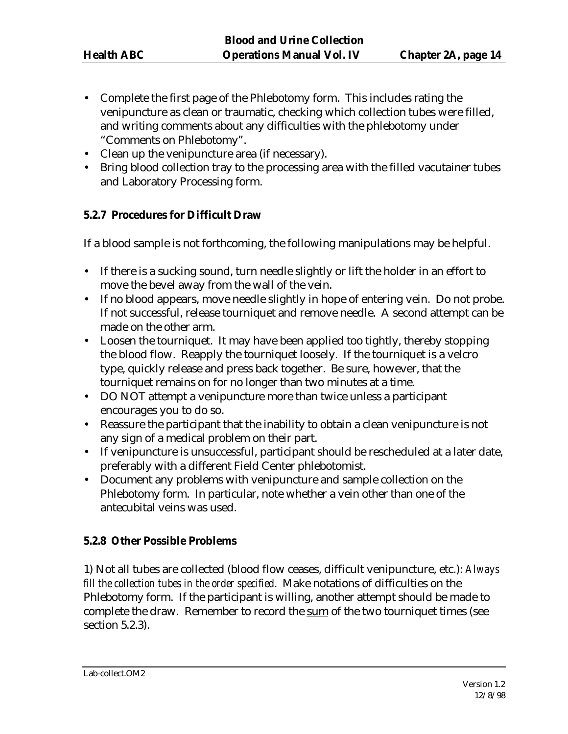- Complete the first page of the Phlebotomy form. This includes rating the venipuncture as clean or traumatic, checking which collection tubes were filled, and writing comments about any difficulties with the phlebotomy under "Comments on Phlebotomy".
- Clean up the venipuncture area (if necessary).
- Bring blood collection tray to the processing area with the filled vacutainer tubes and Laboratory Processing form.

### 5.2.7 Procedures for Difficult Draw

If a blood sample is not forthcoming, the following manipulations may be helpful.

- If there is a sucking sound, turn needle slightly or lift the holder in an effort to move the bevel away from the wall of the vein.
- If no blood appears, move needle slightly in hope of entering vein. Do not probe. If not successful, release tourniquet and remove needle. A second attempt can be made on the other arm.
- Loosen the tourniquet. It may have been applied too tightly, thereby stopping the blood flow. Reapply the tourniquet loosely. If the tourniquet is a velcro type, quickly release and press back together. Be sure, however, that the tourniquet remains on for no longer than two minutes at a time.
- DO NOT attempt a venipuncture more than twice unless a participant encourages you to do so.
- Reassure the participant that the inability to obtain a clean venipuncture is not any sign of a medical problem on their part.
- If venipuncture is unsuccessful, participant should be rescheduled at a later date, preferably with a different Field Center phlebotomist.
- Document any problems with venipuncture and sample collection on the Phlebotomy form. In particular, note whether a vein other than one of the antecubital veins was used.

### 5.2.8 Other Possible Problems

1) Not all tubes are collected (blood flow ceases, difficult venipuncture, etc.): *Always fill the collection tubes in the order specified*. Make notations of difficulties on the Phlebotomy form. If the participant is willing, another attempt should be made to complete the draw. Remember to record the sum of the two tourniquet times (see section 5.2.3).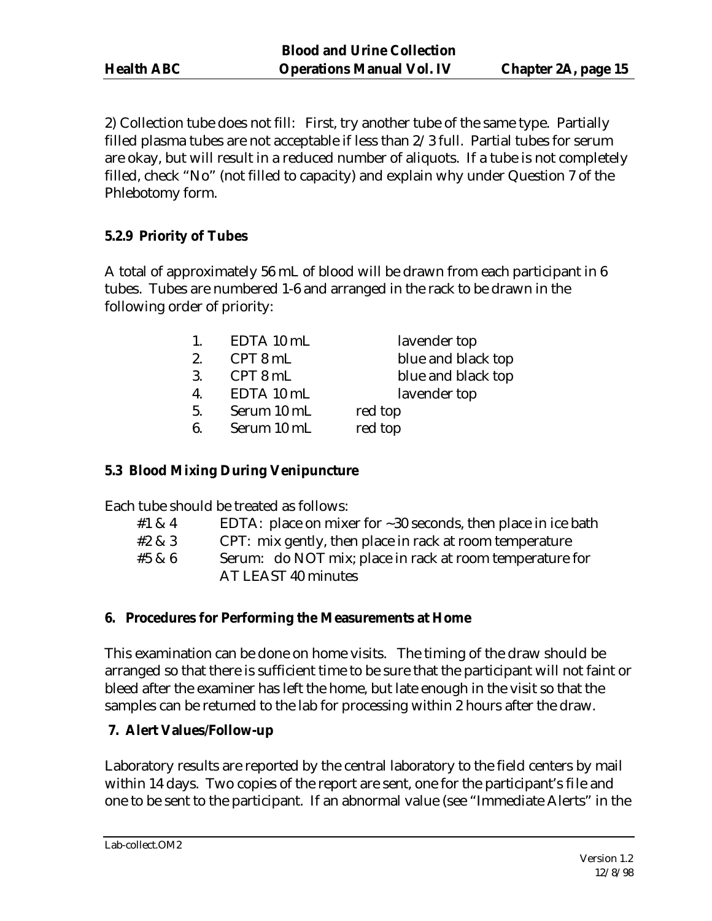2) Collection tube does not fill: First, try another tube of the same type. Partially filled plasma tubes are not acceptable if less than 2/3 full. Partial tubes for serum are okay, but will result in a reduced number of aliquots. If a tube is not completely filled, check "No" (not filled to capacity) and explain why under Question 7 of the Phlebotomy form.

### 5.2.9 Priority of Tubes

A total of approximately 56 mL of blood will be drawn from each participant in 6 tubes. Tubes are numbered 1-6 and arranged in the rack to be drawn in the following order of priority:

1. EDTA 10 mL lavender top
2. CPT 8 mL blue and black top
3. CPT 8 mL blue and black top
4. EDTA 10 mL lavender top
5. Serum 10 mL red top
6. Serum 10 mL red top

### 5.3 Blood Mixing During Venipuncture

Each tube should be treated as follows:

| | |
|---|---|
| #1 & 4 | EDTA: place on mixer for ~30 seconds, then place in ice bath |
| #2 & 3 | CPT: mix gently, then place in rack at room temperature |
| #5 & 6 | Serum: do NOT mix; place in rack at room temperature for AT LEAST 40 minutes |

## 6. Procedures for Performing the Measurements at Home

This examination can be done on home visits. The timing of the draw should be arranged so that there is sufficient time to be sure that the participant will not faint or bleed after the examiner has left the home, but late enough in the visit so that the samples can be returned to the lab for processing within 2 hours after the draw.

## 7. Alert Values/Follow-up

Laboratory results are reported by the central laboratory to the field centers by mail within 14 days. Two copies of the report are sent, one for the participant's file and one to be sent to the participant. If an abnormal value (see "Immediate Alerts" in the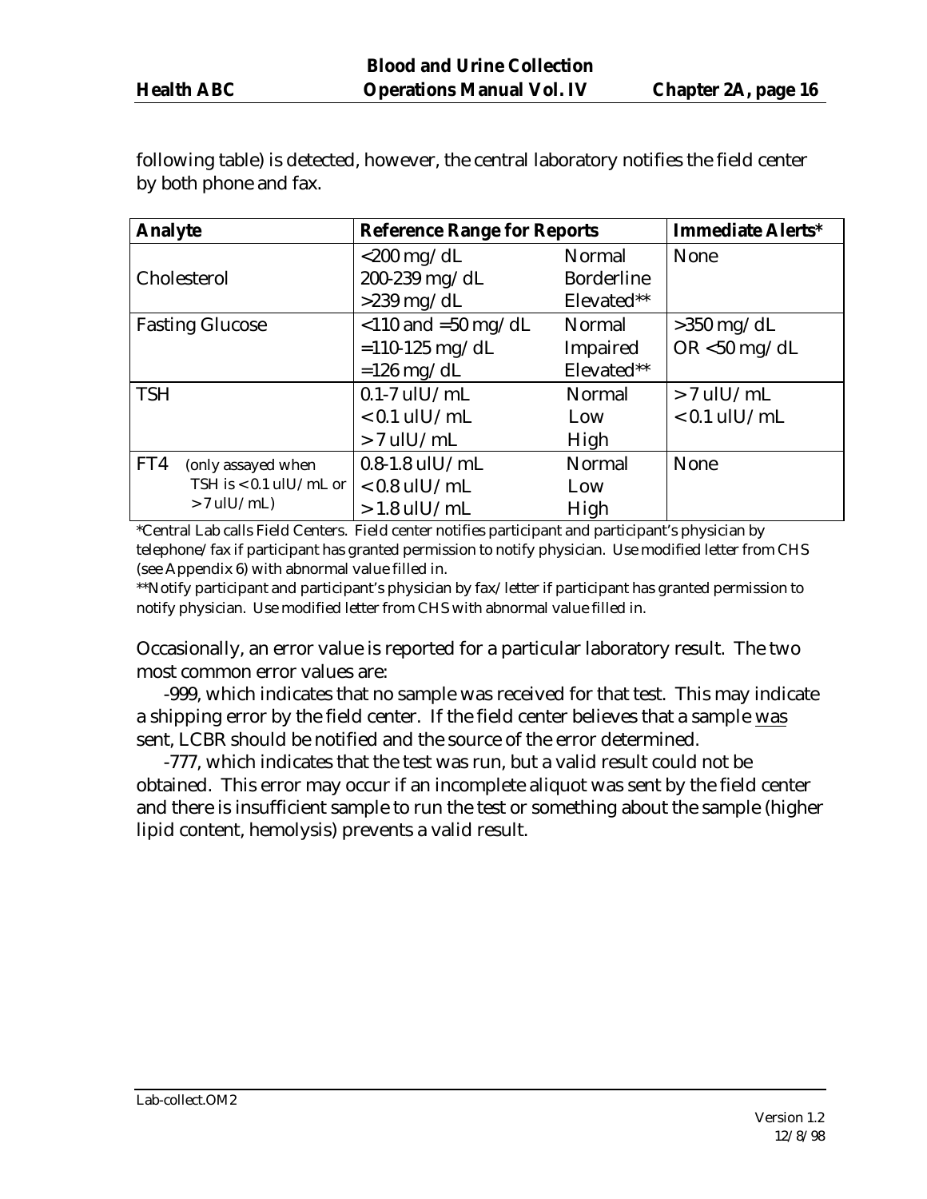following table) is detected, however, the central laboratory notifies the field center by both phone and fax.

| Analyte | Reference Range for Reports | | Immediate Alerts* |
|---|---|---|---|
| Cholesterol | <200 mg/dL<br>200-239 mg/dL<br>>239 mg/dL | Normal<br>Borderline<br>Elevated** | None |
| Fasting Glucose | <110 and =50 mg/dL<br>=110-125 mg/dL<br>=126 mg/dL | Normal<br>Impaired<br>Elevated** | >350 mg/dL<br>OR <50 mg/dL |
| TSH | 0.1-7 uIU/mL<br>< 0.1 uIU/mL<br>> 7 uIU/mL | Normal<br>Low<br>High | > 7 uIU/mL<br>< 0.1 uIU/mL |
| FT4 (only assayed when TSH is < 0.1 uIU/mL or > 7 uIU/mL) | 0.8-1.8 uIU/mL<br>< 0.8 uIU/mL<br>> 1.8 uIU/mL | Normal<br>Low<br>High | None |

*Central Lab calls Field Centers. Field center notifies participant and participant's physician by telephone/fax if participant has granted permission to notify physician. Use modified letter from CHS (see Appendix 6) with abnormal value filled in.

**Notify participant and participant's physician by fax/letter if participant has granted permission to notify physician. Use modified letter from CHS with abnormal value filled in.

Occasionally, an error value is reported for a particular laboratory result. The two most common error values are:

-999, which indicates that no sample was received for that test. This may indicate a shipping error by the field center. If the field center believes that a sample was sent, LCBR should be notified and the source of the error determined.

-777, which indicates that the test was run, but a valid result could not be obtained. This error may occur if an incomplete aliquot was sent by the field center and there is insufficient sample to run the test or something about the sample (higher lipid content, hemolysis) prevents a valid result.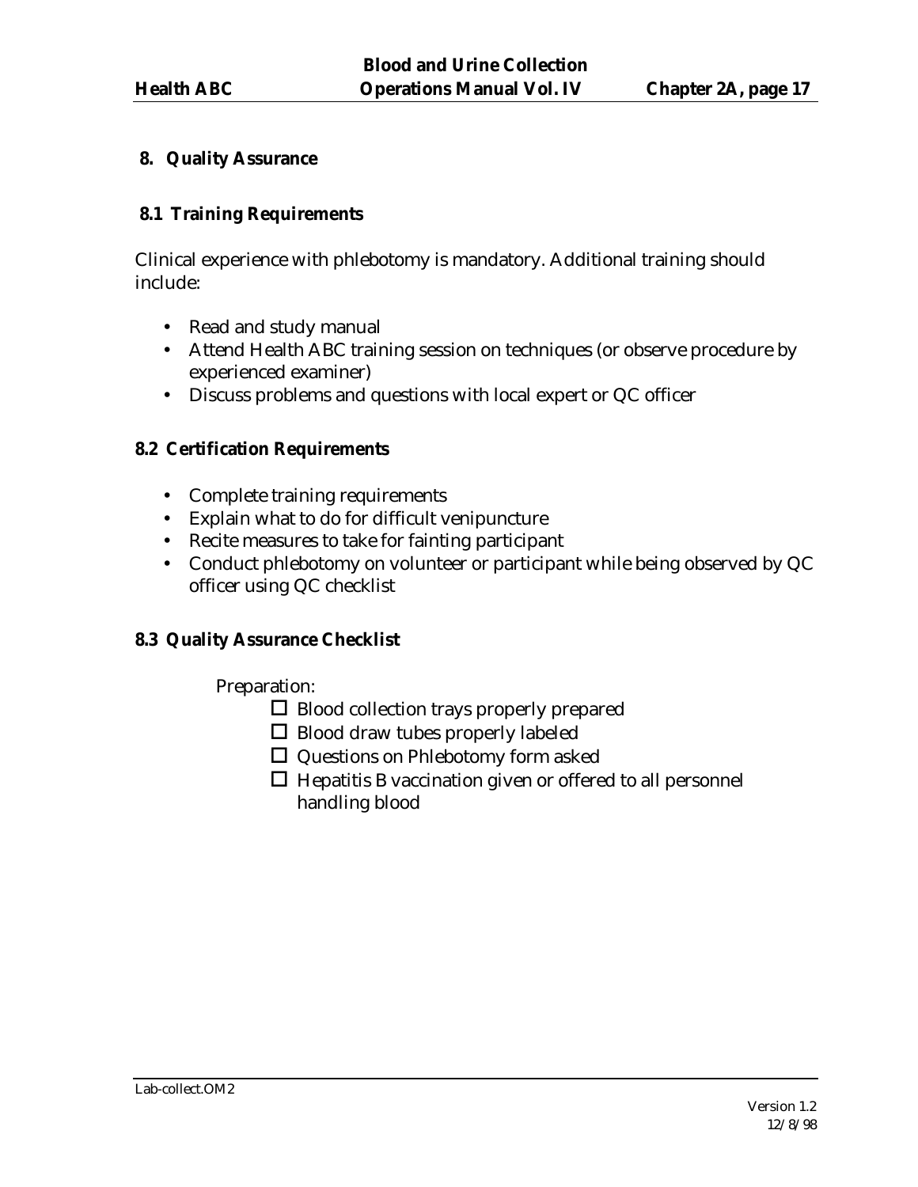## 8. Quality Assurance

### 8.1 Training Requirements

Clinical experience with phlebotomy is mandatory. Additional training should include:

- Read and study manual
- Attend Health ABC training session on techniques (or observe procedure by experienced examiner)
- Discuss problems and questions with local expert or QC officer

### 8.2 Certification Requirements

- Complete training requirements
- Explain what to do for difficult venipuncture
- Recite measures to take for fainting participant
- Conduct phlebotomy on volunteer or participant while being observed by QC officer using QC checklist

### 8.3 Quality Assurance Checklist

Preparation:

- ☐ Blood collection trays properly prepared
- ☐ Blood draw tubes properly labeled
- ☐ Questions on Phlebotomy form asked
- ☐ Hepatitis B vaccination given or offered to all personnel handling blood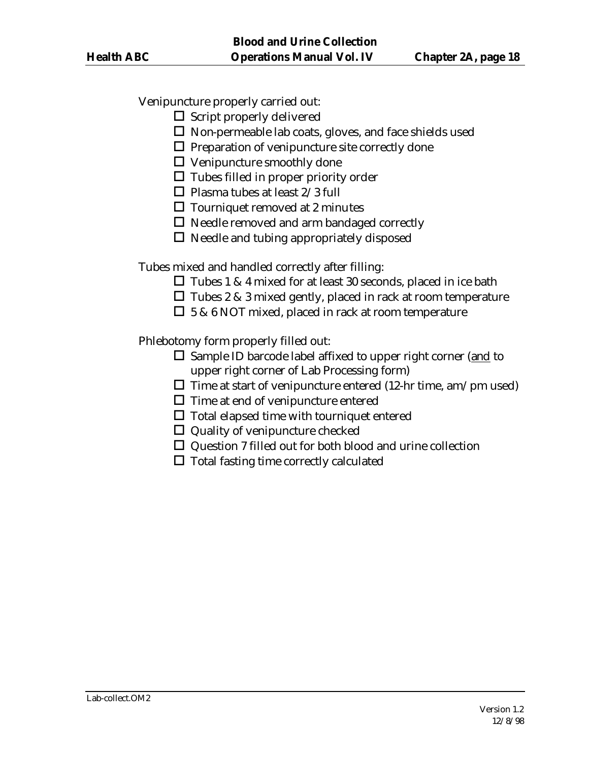Venipuncture properly carried out:

- ☐ Script properly delivered
- ☐ Non-permeable lab coats, gloves, and face shields used
- ☐ Preparation of venipuncture site correctly done
- ☐ Venipuncture smoothly done
- ☐ Tubes filled in proper priority order
- ☐ Plasma tubes at least 2/3 full
- ☐ Tourniquet removed at 2 minutes
- ☐ Needle removed and arm bandaged correctly
- ☐ Needle and tubing appropriately disposed

Tubes mixed and handled correctly after filling:

- ☐ Tubes 1 & 4 mixed for at least 30 seconds, placed in ice bath
- ☐ Tubes 2 & 3 mixed gently, placed in rack at room temperature
- ☐ 5 & 6 NOT mixed, placed in rack at room temperature

Phlebotomy form properly filled out:

- ☐ Sample ID barcode label affixed to upper right corner (<u>and</u> to upper right corner of Lab Processing form)
- ☐ Time at start of venipuncture entered (12-hr time, am/pm used)
- ☐ Time at end of venipuncture entered
- ☐ Total elapsed time with tourniquet entered
- ☐ Quality of venipuncture checked
- ☐ Question 7 filled out for both blood and urine collection
- ☐ Total fasting time correctly calculated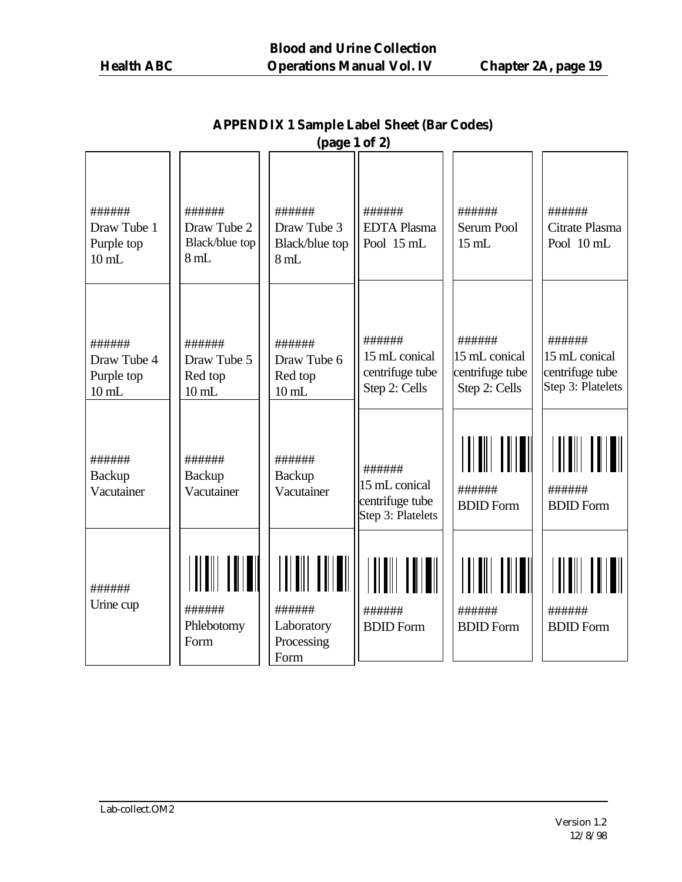## APPENDIX 1 Sample Label Sheet (Bar Codes)
## (page 1 of 2)

| | | | | | |
|---|---|---|---|---|---|
| ###### Draw Tube 1 Purple top 10 mL | ###### Draw Tube 2 Black/blue top 8 mL | ###### Draw Tube 3 Black/blue top 8 mL | ###### EDTA Plasma Pool 15 mL | ###### Serum Pool 15 mL | ###### Citrate Plasma Pool 10 mL |
| ###### Draw Tube 4 Purple top 10 mL | ###### Draw Tube 5 Red top 10 mL | ###### Draw Tube 6 Red top 10 mL | ###### 15 mL conical centrifuge tube Step 2: Cells | ###### 15 mL conical centrifuge tube Step 2: Cells | ###### 15 mL conical centrifuge tube Step 3: Platelets |
| ###### Backup Vacutainer | ###### Backup Vacutainer | ###### Backup Vacutainer | ###### 15 mL conical centrifuge tube Step 3: Platelets | ###### BDID Form | ###### BDID Form |
| ###### Urine cup | ###### Phlebotomy Form | ###### Laboratory Processing Form | ###### BDID Form | ###### BDID Form | ###### BDID Form |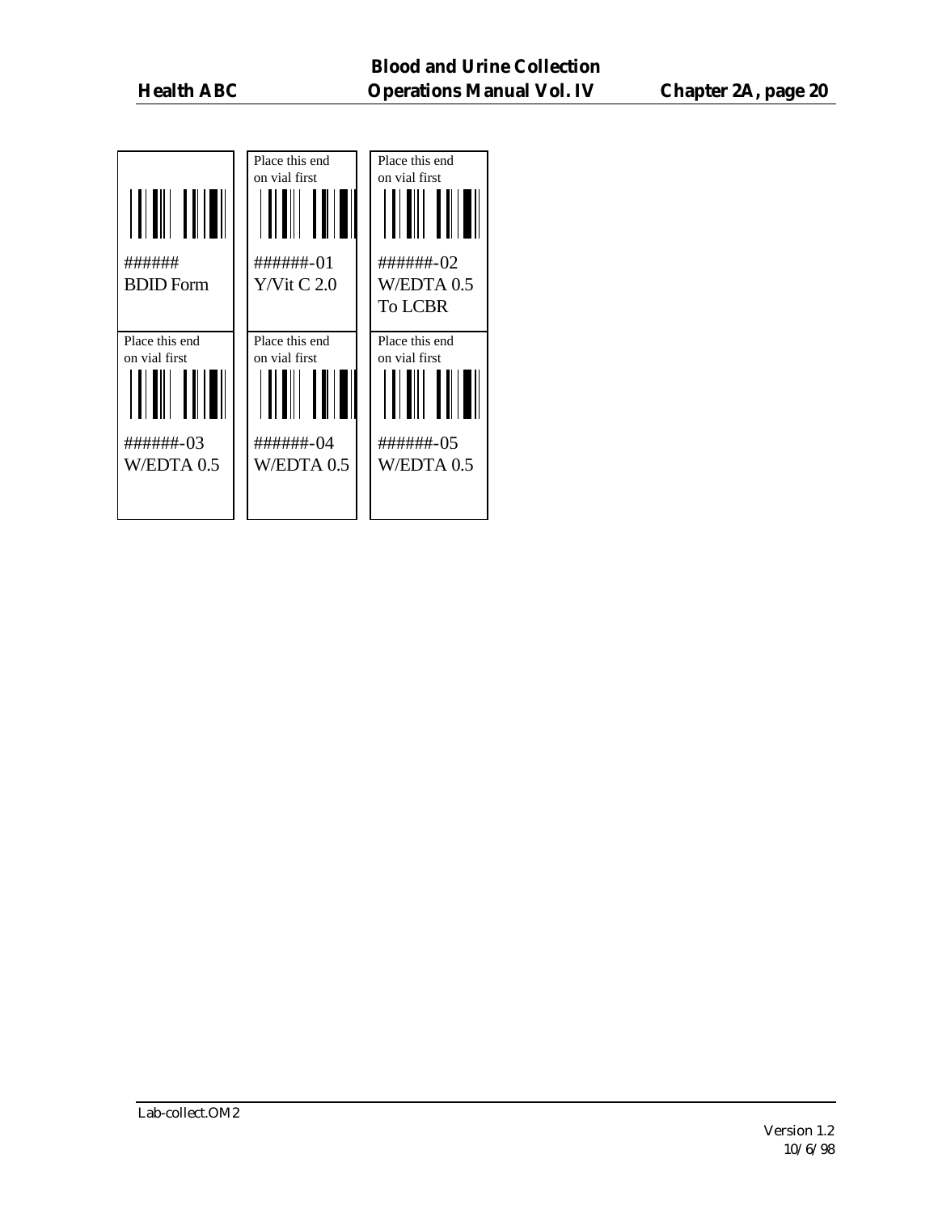| | | |
|---|---|---|
| ######<br>BDID Form | Place this end on vial first<br>######-01<br>Y/Vit C 2.0 | Place this end on vial first<br>######-02<br>W/EDTA 0.5<br>To LCBR |
| Place this end on vial first<br>######-03<br>W/EDTA 0.5 | Place this end on vial first<br>######-04<br>W/EDTA 0.5 | Place this end on vial first<br>######-05<br>W/EDTA 0.5 |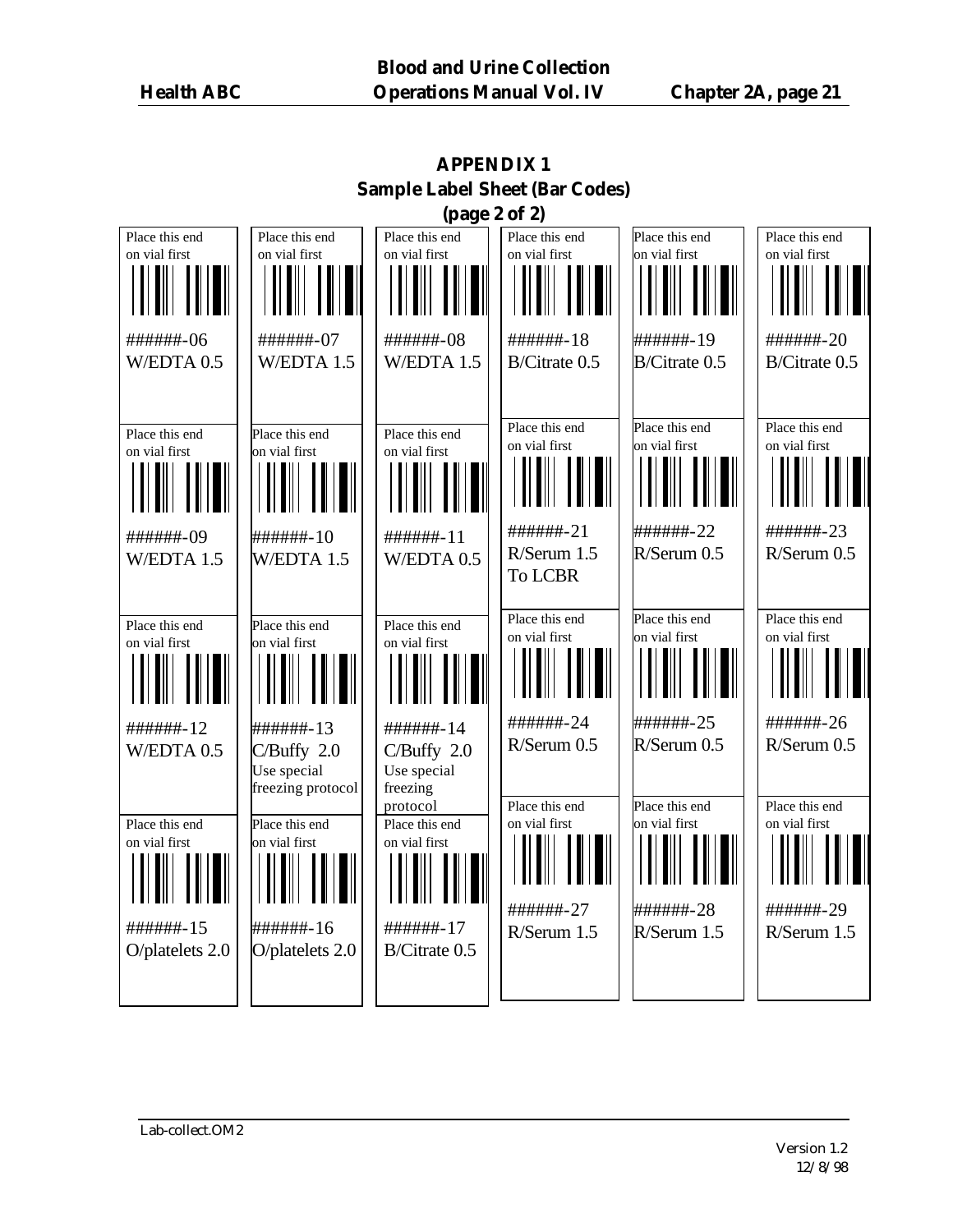# APPENDIX 1
## Sample Label Sheet (Bar Codes)
### (page 2 of 2)

| | | | | | |
|---|---|---|---|---|---|
| Place this end on vial first<br>######-06<br>W/EDTA 0.5 | Place this end on vial first<br>######-07<br>W/EDTA 1.5 | Place this end on vial first<br>######-08<br>W/EDTA 1.5 | Place this end on vial first<br>######-18<br>B/Citrate 0.5 | Place this end on vial first<br>######-19<br>B/Citrate 0.5 | Place this end on vial first<br>######-20<br>B/Citrate 0.5 |
| Place this end on vial first<br>######-09<br>W/EDTA 1.5 | Place this end on vial first<br>######-10<br>W/EDTA 1.5 | Place this end on vial first<br>######-11<br>W/EDTA 0.5 | Place this end on vial first<br>######-21<br>R/Serum 1.5<br>To LCBR | Place this end on vial first<br>######-22<br>R/Serum 0.5 | Place this end on vial first<br>######-23<br>R/Serum 0.5 |
| Place this end on vial first<br>######-12<br>W/EDTA 0.5 | Place this end on vial first<br>######-13<br>C/Buffy 2.0<br>Use special freezing protocol | Place this end on vial first<br>######-14<br>C/Buffy 2.0<br>Use special freezing protocol | Place this end on vial first<br>######-24<br>R/Serum 0.5 | Place this end on vial first<br>######-25<br>R/Serum 0.5 | Place this end on vial first<br>######-26<br>R/Serum 0.5 |
| Place this end on vial first<br>######-15<br>O/platelets 2.0 | Place this end on vial first<br>######-16<br>O/platelets 2.0 | Place this end on vial first<br>######-17<br>B/Citrate 0.5 | Place this end on vial first<br>######-27<br>R/Serum 1.5 | Place this end on vial first<br>######-28<br>R/Serum 1.5 | Place this end on vial first<br>######-29<br>R/Serum 1.5 |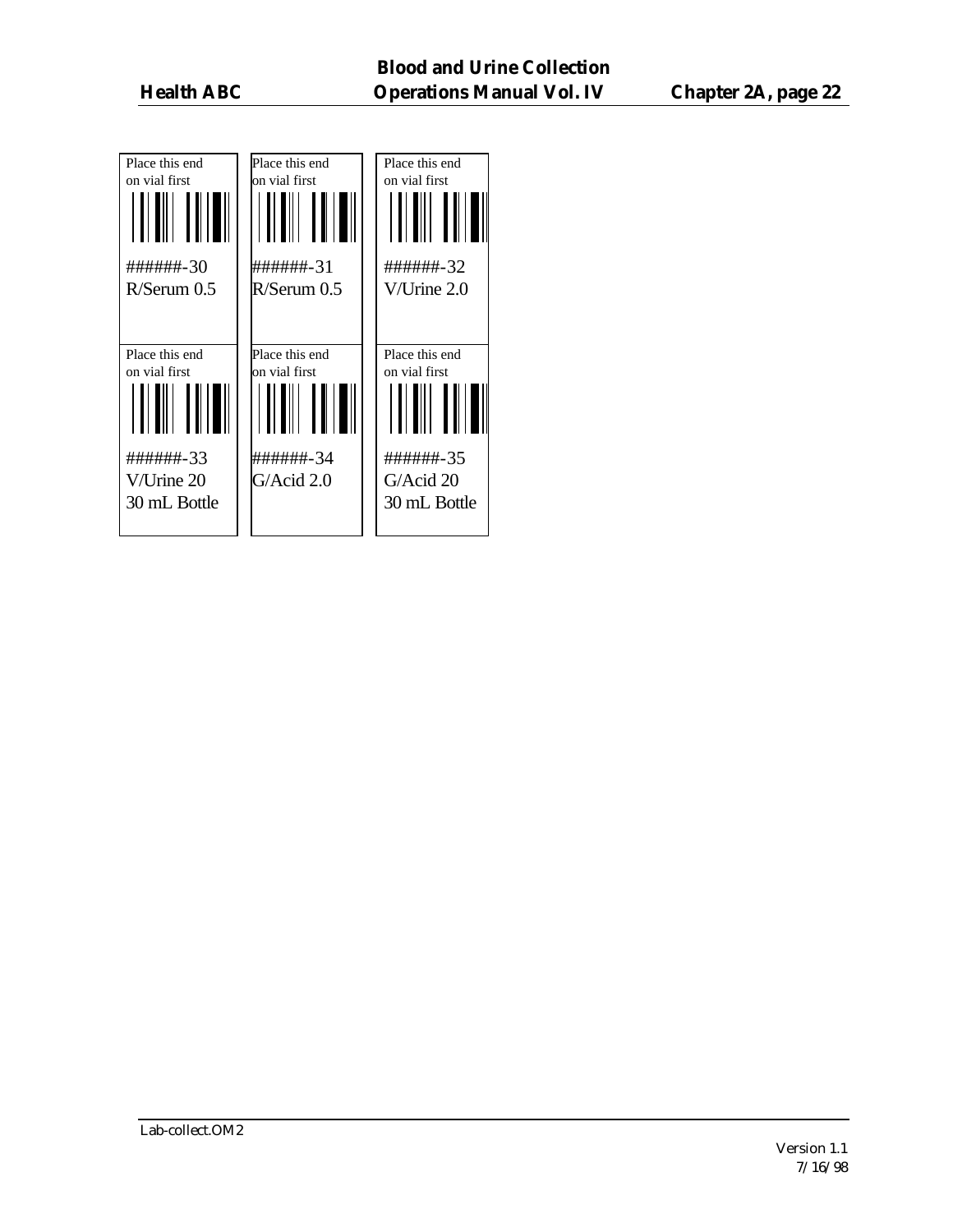| | | |
|---|---|---|
| Place this end on vial first<br><br>######-30<br>R/Serum 0.5 | Place this end on vial first<br><br>######-31<br>R/Serum 0.5 | Place this end on vial first<br><br>######-32<br>V/Urine 2.0 |
| Place this end on vial first<br><br>######-33<br>V/Urine 20<br>30 mL Bottle | Place this end on vial first<br><br>######-34<br>G/Acid 2.0 | Place this end on vial first<br><br>######-35<br>G/Acid 20<br>30 mL Bottle |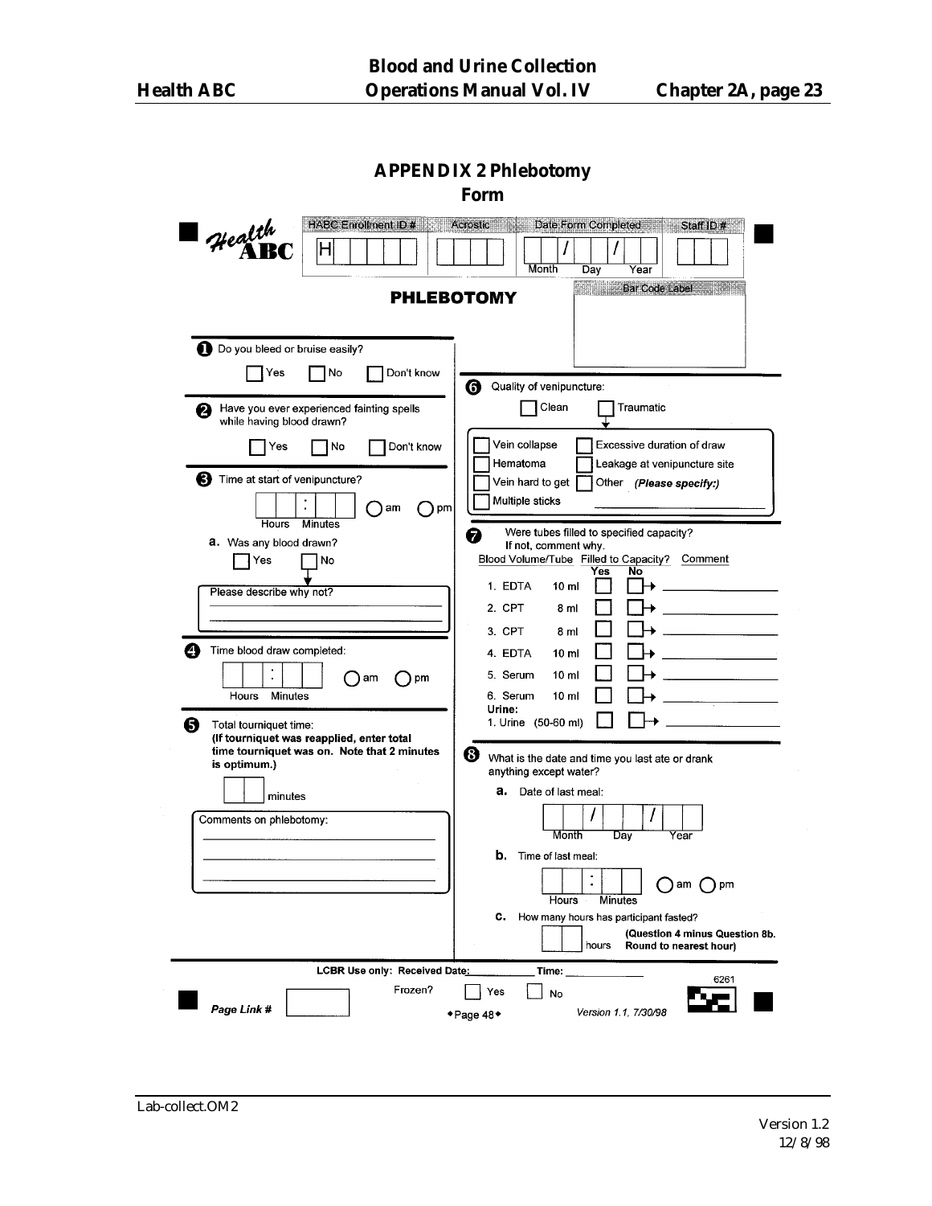# APPENDIX 2 Phlebotomy Form

**Health ABC**

HABC Enrollment ID # H☐☐☐☐☐ | Acrostic ☐☐☐☐ | Date Form Completed ☐☐/☐☐/☐☐ (Month Day Year) | Staff ID # ☐☐☐

## PHLEBOTOMY

Bar Code Label

**1** Do you bleed or bruise easily?

☐ Yes ☐ No ☐ Don't know

**2** Have you ever experienced fainting spells while having blood drawn?

☐ Yes ☐ No ☐ Don't know

**3** Time at start of venipuncture?

☐☐:☐☐ (Hours Minutes) ◯ am ◯ pm

**a.** Was any blood drawn?

☐ Yes ☐ No

Please describe why not? ______________________

**4** Time blood draw completed:

☐☐:☐☐ (Hours Minutes) ◯ am ◯ pm

**5** Total tourniquet time:
**(If tourniquet was reapplied, enter total time tourniquet was on. Note that 2 minutes is optimum.)**

☐☐ minutes

Comments on phlebotomy: ______________________

**6** Quality of venipuncture:

☐ Clean ☐ Traumatic

- ☐ Vein collapse
- ☐ Excessive duration of draw
- ☐ Hematoma
- ☐ Leakage at venipuncture site
- ☐ Vein hard to get
- ☐ Other *(Please specify:)* ______________
- ☐ Multiple sticks

**7** Were tubes filled to specified capacity?
If not, comment why.

| Blood Volume/Tube | | Filled to Capacity? Yes | No | Comment |
|---|---|---|---|---|
| 1. EDTA | 10 ml | ☐ | ☐→ | ________ |
| 2. CPT | 8 ml | ☐ | ☐→ | ________ |
| 3. CPT | 8 ml | ☐ | ☐→ | ________ |
| 4. EDTA | 10 ml | ☐ | ☐→ | ________ |
| 5. Serum | 10 ml | ☐ | ☐→ | ________ |
| 6. Serum | 10 ml | ☐ | ☐→ | ________ |
| **Urine:** | | | | |
| 1. Urine | (50-60 ml) | ☐ | ☐→ | ________ |

**8** What is the date and time you last ate or drank anything except water?

**a.** Date of last meal:

☐☐/☐☐/☐☐ (Month Day Year)

**b.** Time of last meal:

☐☐:☐☐ (Hours Minutes) ◯ am ◯ pm

**c.** How many hours has participant fasted?

☐☐ hours **(Question 4 minus Question 8b. Round to nearest hour)**

**LCBR Use only: Received Date:** ________ **Time:** ________

Frozen? ☐ Yes ☐ No

*Page Link #* ☐

◆Page 48◆

*Version 1.1, 7/30/98*

6261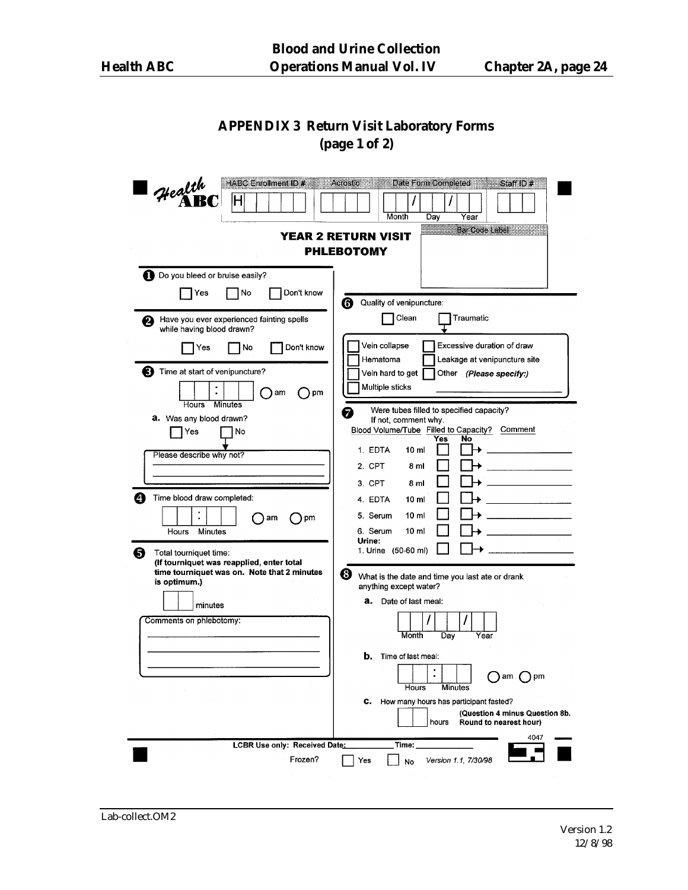# APPENDIX 3 Return Visit Laboratory Forms
## (page 1 of 2)

**Health ABC**

HABC Enrollment ID # H | Acrostic | Date Form Completed (Month / Day / Year) | Staff ID #

**YEAR 2 RETURN VISIT PHLEBOTOMY**

Bar Code Label

**1** Do you bleed or bruise easily?

☐ Yes ☐ No ☐ Don't know

**2** Have you ever experienced fainting spells while having blood drawn?

☐ Yes ☐ No ☐ Don't know

**3** Time at start of venipuncture?

__ __ : __ __ Hours Minutes ○ am ○ pm

**a.** Was any blood drawn?

☐ Yes ☐ No

Please describe why not?

______________________

**4** Time blood draw completed:

__ __ : __ __ Hours Minutes ○ am ○ pm

**5** Total tourniquet time:
**(If tourniquet was reapplied, enter total time tourniquet was on. Note that 2 minutes is optimum.)**

__ __ minutes

Comments on phlebotomy:

______________________

**6** Quality of venipuncture:

☐ Clean ☐ Traumatic

- ☐ Vein collapse
- ☐ Excessive duration of draw
- ☐ Hematoma
- ☐ Leakage at venipuncture site
- ☐ Vein hard to get
- ☐ Other *(Please specify:)* ____________
- ☐ Multiple sticks

**7** Were tubes filled to specified capacity? If not, comment why.

| Blood Volume/Tube | | Filled to Capacity? Yes | No | Comment |
|---|---|---|---|---|
| 1. EDTA | 10 ml | ☐ | ☐ → | ______ |
| 2. CPT | 8 ml | ☐ | ☐ → | ______ |
| 3. CPT | 8 ml | ☐ | ☐ → | ______ |
| 4. EDTA | 10 ml | ☐ | ☐ → | ______ |
| 5. Serum | 10 ml | ☐ | ☐ → | ______ |
| 6. Serum | 10 ml | ☐ | ☐ → | ______ |
| **Urine:** | | | | |
| 1. Urine | (50-60 ml) | ☐ | ☐ → | ______ |

**8** What is the date and time you last ate or drank anything except water?

**a.** Date of last meal:

__ __ / __ __ / __ __ Month Day Year

**b.** Time of last meal:

__ __ : __ __ Hours Minutes ○ am ○ pm

**c.** How many hours has participant fasted?

__ __ hours **(Question 4 minus Question 8b. Round to nearest hour)**

LCBR Use only: Received Date: ________ Time: ________

Frozen? ☐ Yes ☐ No

4047

Version 1.1, 7/30/98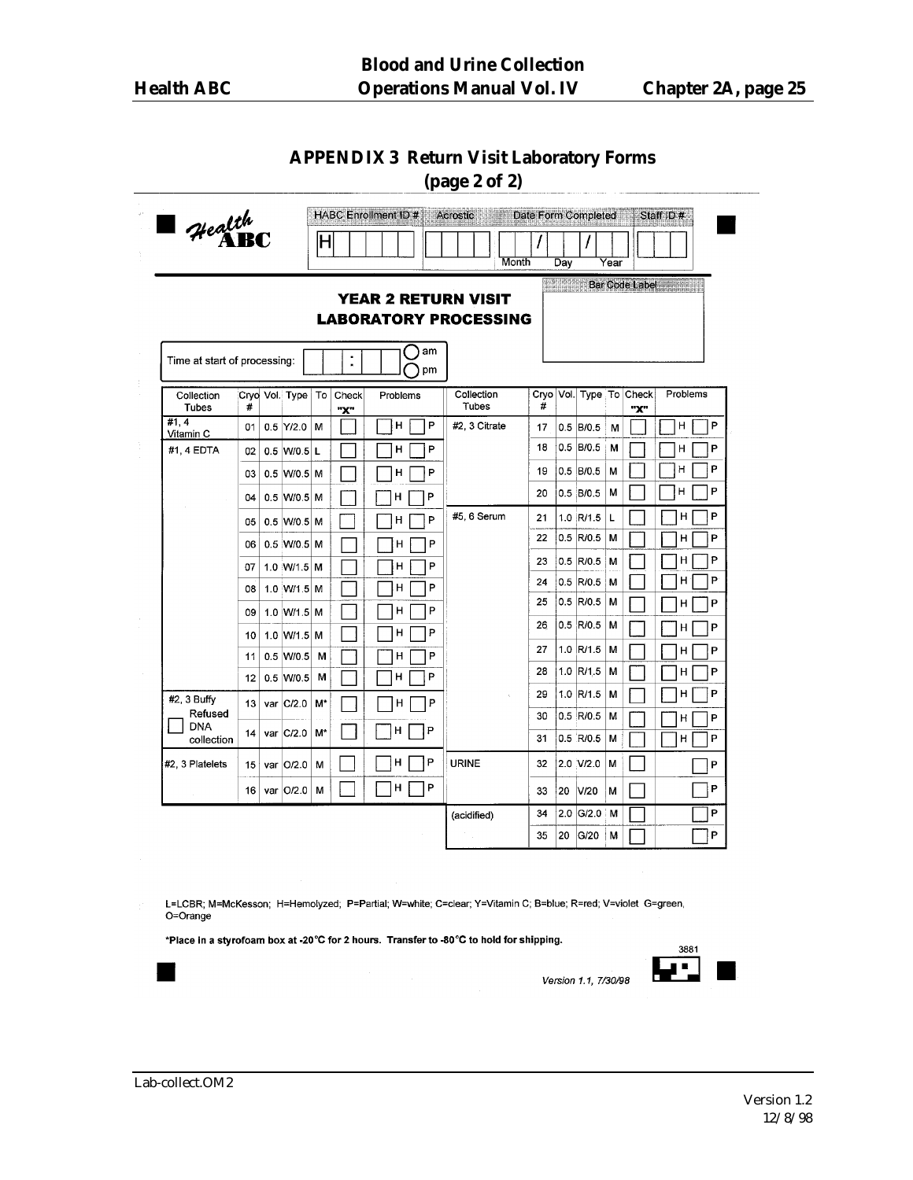## APPENDIX 3 Return Visit Laboratory Forms (page 2 of 2)

Health ABC

| HABC Enrollment ID # | Acrostic | Date Form Completed | Staff ID # |
|---|---|---|---|
| H | | / / (Month Day Year) | |

Bar Code Label

### YEAR 2 RETURN VISIT LABORATORY PROCESSING

Time at start of processing: ___ : ___ ◯ am ◯ pm

| Collection Tubes | Cryo # | Vol. | Type | To | Check "X" | Problems | Collection Tubes | Cryo # | Vol. | Type | To | Check "X" | Problems |
|---|---|---|---|---|---|---|---|---|---|---|---|---|---|
| #1, 4 Vitamin C | 01 | 0.5 | Y/2.0 | M | ☐ | ☐H ☐P | #2, 3 Citrate | 17 | 0.5 | B/0.5 | M | ☐ | ☐H ☐P |
| #1, 4 EDTA | 02 | 0.5 | W/0.5 | L | ☐ | ☐H ☐P | | 18 | 0.5 | B/0.5 | M | ☐ | ☐H ☐P |
| | 03 | 0.5 | W/0.5 | M | ☐ | ☐H ☐P | | 19 | 0.5 | B/0.5 | M | ☐ | ☐H ☐P |
| | 04 | 0.5 | W/0.5 | M | ☐ | ☐H ☐P | | 20 | 0.5 | B/0.5 | M | ☐ | ☐H ☐P |
| | 05 | 0.5 | W/0.5 | M | ☐ | ☐H ☐P | #5, 6 Serum | 21 | 1.0 | R/1.5 | L | ☐ | ☐H ☐P |
| | 06 | 0.5 | W/0.5 | M | ☐ | ☐H ☐P | | 22 | 0.5 | R/0.5 | M | ☐ | ☐H ☐P |
| | 07 | 1.0 | W/1.5 | M | ☐ | ☐H ☐P | | 23 | 0.5 | R/0.5 | M | ☐ | ☐H ☐P |
| | 08 | 1.0 | W/1.5 | M | ☐ | ☐H ☐P | | 24 | 0.5 | R/0.5 | M | ☐ | ☐H ☐P |
| | 09 | 1.0 | W/1.5 | M | ☐ | ☐H ☐P | | 25 | 0.5 | R/0.5 | M | ☐ | ☐H ☐P |
| | 10 | 1.0 | W/1.5 | M | ☐ | ☐H ☐P | | 26 | 0.5 | R/0.5 | M | ☐ | ☐H ☐P |
| | 11 | 0.5 | W/0.5 | M | ☐ | ☐H ☐P | | 27 | 1.0 | R/1.5 | M | ☐ | ☐H ☐P |
| | 12 | 0.5 | W/0.5 | M | ☐ | ☐H ☐P | | 28 | 1.0 | R/1.5 | M | ☐ | ☐H ☐P |
| #2, 3 Buffy | 13 | var | C/2.0 | M* | ☐ | ☐H ☐P | | 29 | 1.0 | R/1.5 | M | ☐ | ☐H ☐P |
| ☐ Refused DNA collection | 14 | var | C/2.0 | M* | ☐ | ☐H ☐P | | 30 | 0.5 | R/0.5 | M | ☐ | ☐H ☐P |
| | | | | | | | | 31 | 0.5 | R/0.5 | M | ☐ | ☐H ☐P |
| #2, 3 Platelets | 15 | var | O/2.0 | M | ☐ | ☐H ☐P | URINE | 32 | 2.0 | V/2.0 | M | ☐ | ☐P |
| | 16 | var | O/2.0 | M | ☐ | ☐H ☐P | | 33 | 20 | V/20 | M | ☐ | ☐P |
| | | | | | | | (acidified) | 34 | 2.0 | G/2.0 | M | ☐ | ☐P |
| | | | | | | | | 35 | 20 | G/20 | M | ☐ | ☐P |

L=LCBR; M=McKesson; H=Hemolyzed; P=Partial; W=white; C=clear; Y=Vitamin C; B=blue; R=red; V=violet G=green, O=Orange

*Place in a styrofoam box at -20°C for 2 hours. Transfer to -80°C to hold for shipping.

3881

*Version 1.1, 7/30/98*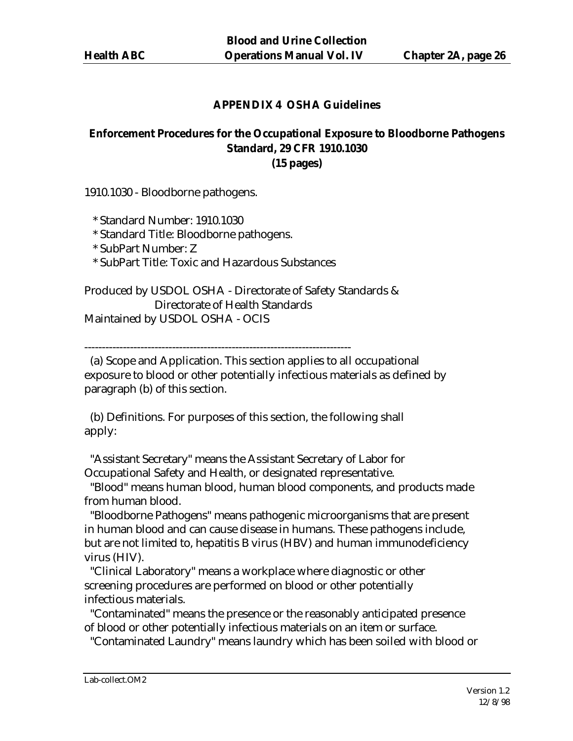## APPENDIX 4 OSHA Guidelines

## Enforcement Procedures for the Occupational Exposure to Bloodborne Pathogens Standard, 29 CFR 1910.1030 (15 pages)

1910.1030 - Bloodborne pathogens.

* Standard Number: 1910.1030
* Standard Title: Bloodborne pathogens.
* SubPart Number: Z
* SubPart Title: Toxic and Hazardous Substances

Produced by USDOL OSHA - Directorate of Safety Standards & Directorate of Health Standards
Maintained by USDOL OSHA - OCIS

---

(a) Scope and Application. This section applies to all occupational exposure to blood or other potentially infectious materials as defined by paragraph (b) of this section.

(b) Definitions. For purposes of this section, the following shall apply:

"Assistant Secretary" means the Assistant Secretary of Labor for Occupational Safety and Health, or designated representative.

"Blood" means human blood, human blood components, and products made from human blood.

"Bloodborne Pathogens" means pathogenic microorganisms that are present in human blood and can cause disease in humans. These pathogens include, but are not limited to, hepatitis B virus (HBV) and human immunodeficiency virus (HIV).

"Clinical Laboratory" means a workplace where diagnostic or other screening procedures are performed on blood or other potentially infectious materials.

"Contaminated" means the presence or the reasonably anticipated presence of blood or other potentially infectious materials on an item or surface.

"Contaminated Laundry" means laundry which has been soiled with blood or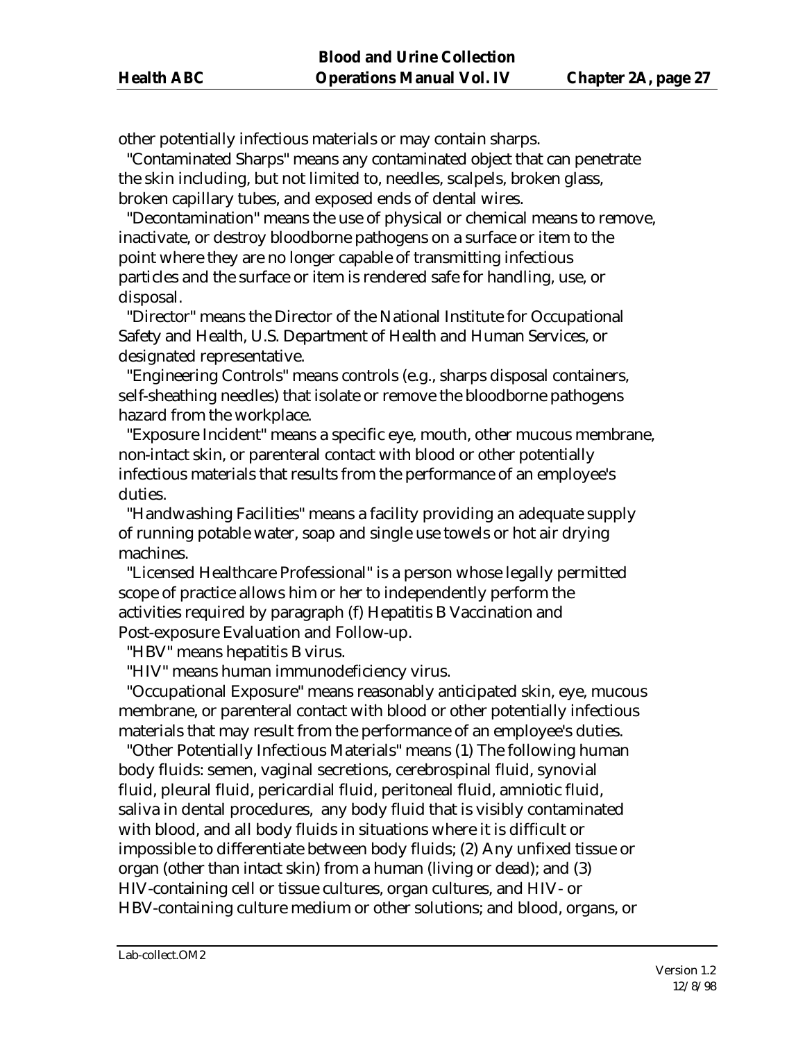other potentially infectious materials or may contain sharps.

"Contaminated Sharps" means any contaminated object that can penetrate the skin including, but not limited to, needles, scalpels, broken glass, broken capillary tubes, and exposed ends of dental wires.

"Decontamination" means the use of physical or chemical means to remove, inactivate, or destroy bloodborne pathogens on a surface or item to the point where they are no longer capable of transmitting infectious particles and the surface or item is rendered safe for handling, use, or disposal.

"Director" means the Director of the National Institute for Occupational Safety and Health, U.S. Department of Health and Human Services, or designated representative.

"Engineering Controls" means controls (e.g., sharps disposal containers, self-sheathing needles) that isolate or remove the bloodborne pathogens hazard from the workplace.

"Exposure Incident" means a specific eye, mouth, other mucous membrane, non-intact skin, or parenteral contact with blood or other potentially infectious materials that results from the performance of an employee's duties.

"Handwashing Facilities" means a facility providing an adequate supply of running potable water, soap and single use towels or hot air drying machines.

"Licensed Healthcare Professional" is a person whose legally permitted scope of practice allows him or her to independently perform the activities required by paragraph (f) Hepatitis B Vaccination and Post-exposure Evaluation and Follow-up.

"HBV" means hepatitis B virus.

"HIV" means human immunodeficiency virus.

"Occupational Exposure" means reasonably anticipated skin, eye, mucous membrane, or parenteral contact with blood or other potentially infectious materials that may result from the performance of an employee's duties.

"Other Potentially Infectious Materials" means (1) The following human body fluids: semen, vaginal secretions, cerebrospinal fluid, synovial fluid, pleural fluid, pericardial fluid, peritoneal fluid, amniotic fluid, saliva in dental procedures, any body fluid that is visibly contaminated with blood, and all body fluids in situations where it is difficult or impossible to differentiate between body fluids; (2) Any unfixed tissue or organ (other than intact skin) from a human (living or dead); and (3) HIV-containing cell or tissue cultures, organ cultures, and HIV- or HBV-containing culture medium or other solutions; and blood, organs, or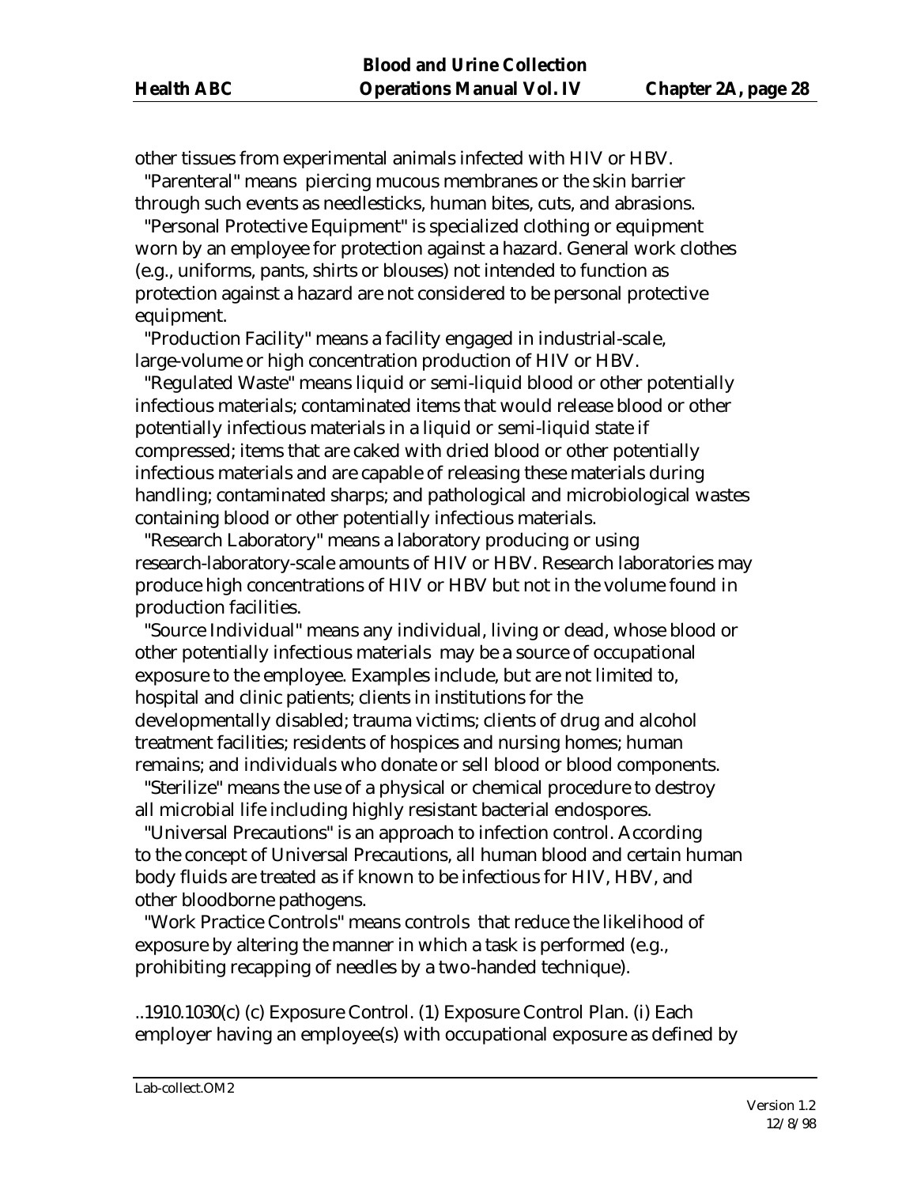other tissues from experimental animals infected with HIV or HBV.

"Parenteral" means piercing mucous membranes or the skin barrier through such events as needlesticks, human bites, cuts, and abrasions.

"Personal Protective Equipment" is specialized clothing or equipment worn by an employee for protection against a hazard. General work clothes (e.g., uniforms, pants, shirts or blouses) not intended to function as protection against a hazard are not considered to be personal protective equipment.

"Production Facility" means a facility engaged in industrial-scale, large-volume or high concentration production of HIV or HBV.

"Regulated Waste" means liquid or semi-liquid blood or other potentially infectious materials; contaminated items that would release blood or other potentially infectious materials in a liquid or semi-liquid state if compressed; items that are caked with dried blood or other potentially infectious materials and are capable of releasing these materials during handling; contaminated sharps; and pathological and microbiological wastes containing blood or other potentially infectious materials.

"Research Laboratory" means a laboratory producing or using research-laboratory-scale amounts of HIV or HBV. Research laboratories may produce high concentrations of HIV or HBV but not in the volume found in production facilities.

"Source Individual" means any individual, living or dead, whose blood or other potentially infectious materials may be a source of occupational exposure to the employee. Examples include, but are not limited to, hospital and clinic patients; clients in institutions for the developmentally disabled; trauma victims; clients of drug and alcohol treatment facilities; residents of hospices and nursing homes; human remains; and individuals who donate or sell blood or blood components.

"Sterilize" means the use of a physical or chemical procedure to destroy all microbial life including highly resistant bacterial endospores.

"Universal Precautions" is an approach to infection control. According to the concept of Universal Precautions, all human blood and certain human body fluids are treated as if known to be infectious for HIV, HBV, and other bloodborne pathogens.

"Work Practice Controls" means controls that reduce the likelihood of exposure by altering the manner in which a task is performed (e.g., prohibiting recapping of needles by a two-handed technique).

..1910.1030(c) (c) Exposure Control. (1) Exposure Control Plan. (i) Each employer having an employee(s) with occupational exposure as defined by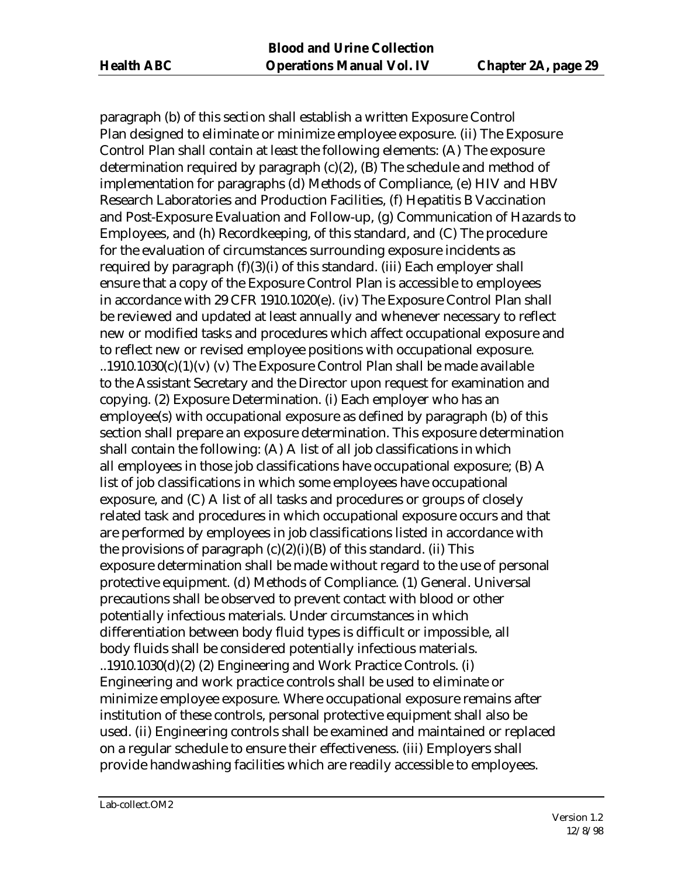paragraph (b) of this section shall establish a written Exposure Control Plan designed to eliminate or minimize employee exposure. (ii) The Exposure Control Plan shall contain at least the following elements: (A) The exposure determination required by paragraph (c)(2), (B) The schedule and method of implementation for paragraphs (d) Methods of Compliance, (e) HIV and HBV Research Laboratories and Production Facilities, (f) Hepatitis B Vaccination and Post-Exposure Evaluation and Follow-up, (g) Communication of Hazards to Employees, and (h) Recordkeeping, of this standard, and (C) The procedure for the evaluation of circumstances surrounding exposure incidents as required by paragraph (f)(3)(i) of this standard. (iii) Each employer shall ensure that a copy of the Exposure Control Plan is accessible to employees in accordance with 29 CFR 1910.1020(e). (iv) The Exposure Control Plan shall be reviewed and updated at least annually and whenever necessary to reflect new or modified tasks and procedures which affect occupational exposure and to reflect new or revised employee positions with occupational exposure. ..1910.1030(c)(1)(v) (v) The Exposure Control Plan shall be made available to the Assistant Secretary and the Director upon request for examination and copying. (2) Exposure Determination. (i) Each employer who has an employee(s) with occupational exposure as defined by paragraph (b) of this section shall prepare an exposure determination. This exposure determination shall contain the following: (A) A list of all job classifications in which all employees in those job classifications have occupational exposure; (B) A list of job classifications in which some employees have occupational exposure, and (C) A list of all tasks and procedures or groups of closely related task and procedures in which occupational exposure occurs and that are performed by employees in job classifications listed in accordance with the provisions of paragraph (c)(2)(i)(B) of this standard. (ii) This exposure determination shall be made without regard to the use of personal protective equipment. (d) Methods of Compliance. (1) General. Universal precautions shall be observed to prevent contact with blood or other potentially infectious materials. Under circumstances in which differentiation between body fluid types is difficult or impossible, all body fluids shall be considered potentially infectious materials. ..1910.1030(d)(2) (2) Engineering and Work Practice Controls. (i) Engineering and work practice controls shall be used to eliminate or minimize employee exposure. Where occupational exposure remains after institution of these controls, personal protective equipment shall also be used. (ii) Engineering controls shall be examined and maintained or replaced on a regular schedule to ensure their effectiveness. (iii) Employers shall provide handwashing facilities which are readily accessible to employees.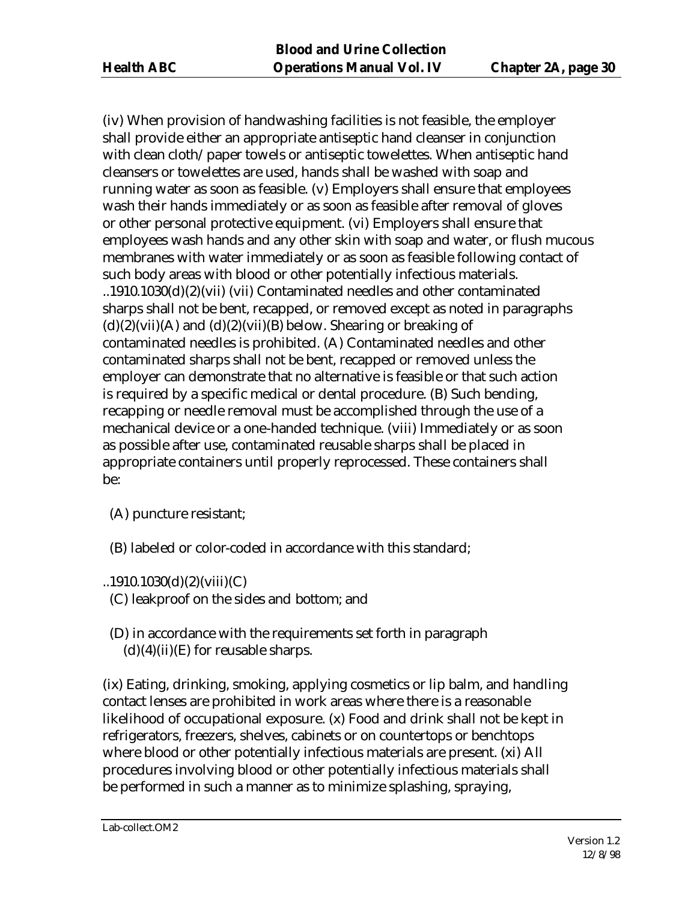(iv) When provision of handwashing facilities is not feasible, the employer shall provide either an appropriate antiseptic hand cleanser in conjunction with clean cloth/paper towels or antiseptic towelettes. When antiseptic hand cleansers or towelettes are used, hands shall be washed with soap and running water as soon as feasible. (v) Employers shall ensure that employees wash their hands immediately or as soon as feasible after removal of gloves or other personal protective equipment. (vi) Employers shall ensure that employees wash hands and any other skin with soap and water, or flush mucous membranes with water immediately or as soon as feasible following contact of such body areas with blood or other potentially infectious materials. ..1910.1030(d)(2)(vii) (vii) Contaminated needles and other contaminated sharps shall not be bent, recapped, or removed except as noted in paragraphs (d)(2)(vii)(A) and (d)(2)(vii)(B) below. Shearing or breaking of contaminated needles is prohibited. (A) Contaminated needles and other contaminated sharps shall not be bent, recapped or removed unless the employer can demonstrate that no alternative is feasible or that such action is required by a specific medical or dental procedure. (B) Such bending, recapping or needle removal must be accomplished through the use of a mechanical device or a one-handed technique. (viii) Immediately or as soon as possible after use, contaminated reusable sharps shall be placed in appropriate containers until properly reprocessed. These containers shall be:

(A) puncture resistant;

(B) labeled or color-coded in accordance with this standard;

..1910.1030(d)(2)(viii)(C)
(C) leakproof on the sides and bottom; and

(D) in accordance with the requirements set forth in paragraph (d)(4)(ii)(E) for reusable sharps.

(ix) Eating, drinking, smoking, applying cosmetics or lip balm, and handling contact lenses are prohibited in work areas where there is a reasonable likelihood of occupational exposure. (x) Food and drink shall not be kept in refrigerators, freezers, shelves, cabinets or on countertops or benchtops where blood or other potentially infectious materials are present. (xi) All procedures involving blood or other potentially infectious materials shall be performed in such a manner as to minimize splashing, spraying,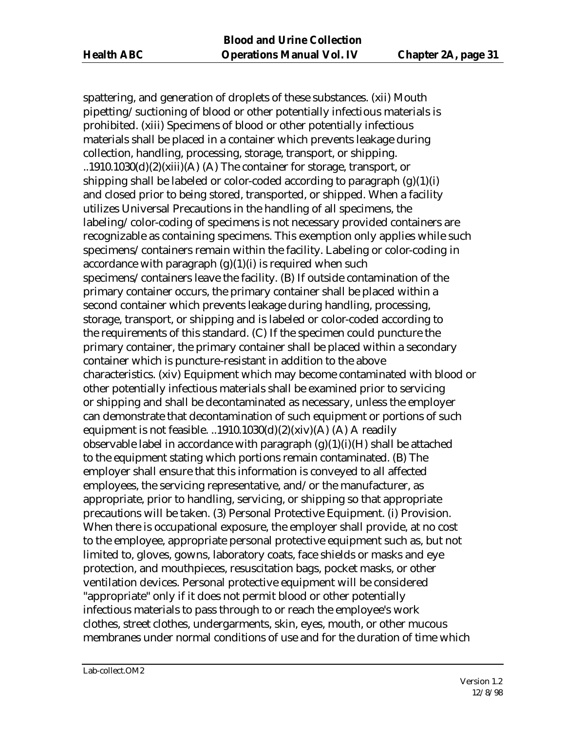spattering, and generation of droplets of these substances. (xii) Mouth pipetting/suctioning of blood or other potentially infectious materials is prohibited. (xiii) Specimens of blood or other potentially infectious materials shall be placed in a container which prevents leakage during collection, handling, processing, storage, transport, or shipping. ..1910.1030(d)(2)(xiii)(A) (A) The container for storage, transport, or shipping shall be labeled or color-coded according to paragraph (g)(1)(i) and closed prior to being stored, transported, or shipped. When a facility utilizes Universal Precautions in the handling of all specimens, the labeling/color-coding of specimens is not necessary provided containers are recognizable as containing specimens. This exemption only applies while such specimens/containers remain within the facility. Labeling or color-coding in accordance with paragraph (g)(1)(i) is required when such specimens/containers leave the facility. (B) If outside contamination of the primary container occurs, the primary container shall be placed within a second container which prevents leakage during handling, processing, storage, transport, or shipping and is labeled or color-coded according to the requirements of this standard. (C) If the specimen could puncture the primary container, the primary container shall be placed within a secondary container which is puncture-resistant in addition to the above characteristics. (xiv) Equipment which may become contaminated with blood or other potentially infectious materials shall be examined prior to servicing or shipping and shall be decontaminated as necessary, unless the employer can demonstrate that decontamination of such equipment or portions of such equipment is not feasible. ..1910.1030(d)(2)(xiv)(A) (A) A readily observable label in accordance with paragraph (g)(1)(i)(H) shall be attached to the equipment stating which portions remain contaminated. (B) The employer shall ensure that this information is conveyed to all affected employees, the servicing representative, and/or the manufacturer, as appropriate, prior to handling, servicing, or shipping so that appropriate precautions will be taken. (3) Personal Protective Equipment. (i) Provision. When there is occupational exposure, the employer shall provide, at no cost to the employee, appropriate personal protective equipment such as, but not limited to, gloves, gowns, laboratory coats, face shields or masks and eye protection, and mouthpieces, resuscitation bags, pocket masks, or other ventilation devices. Personal protective equipment will be considered "appropriate" only if it does not permit blood or other potentially infectious materials to pass through to or reach the employee's work clothes, street clothes, undergarments, skin, eyes, mouth, or other mucous membranes under normal conditions of use and for the duration of time which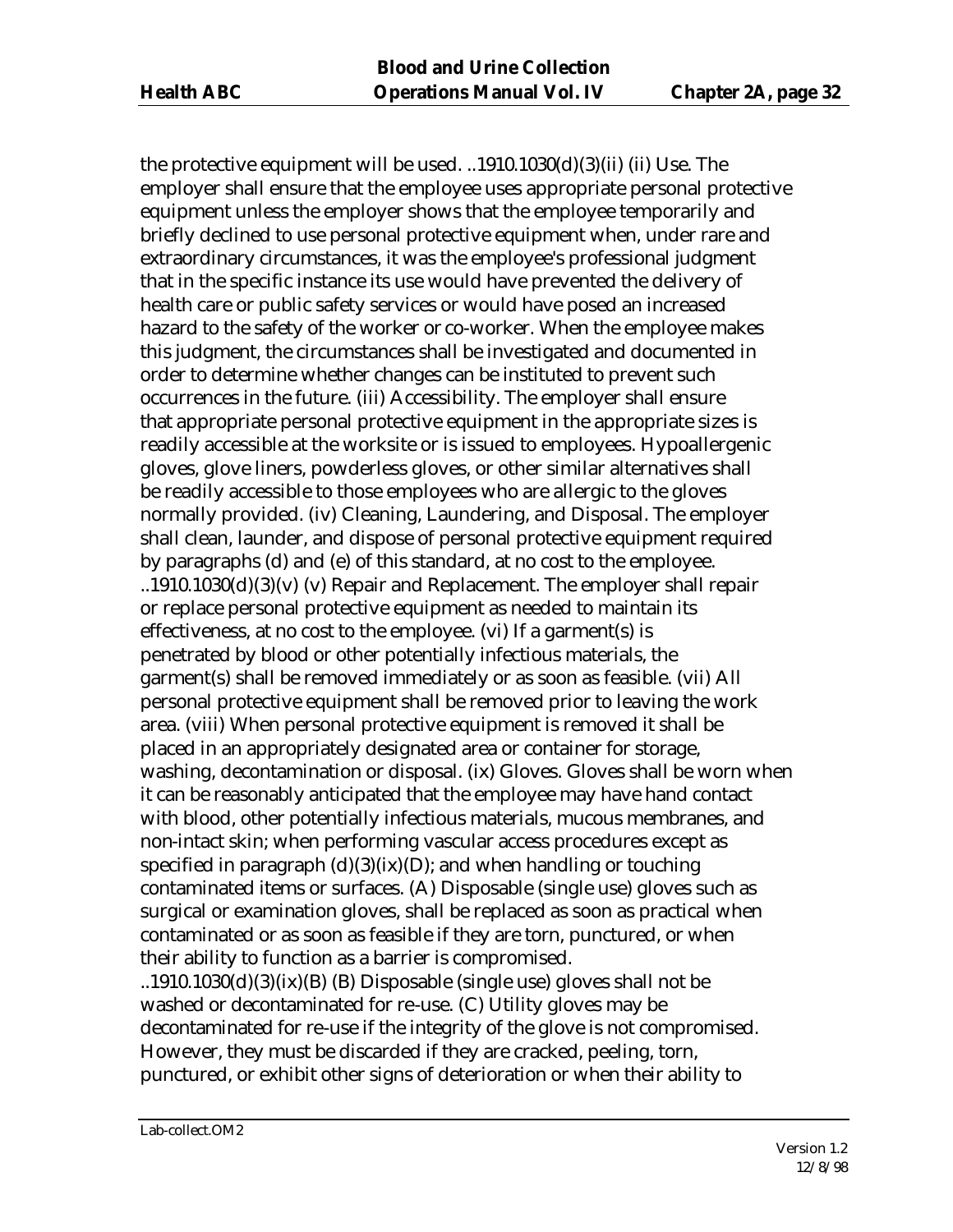the protective equipment will be used. ..1910.1030(d)(3)(ii) (ii) Use. The employer shall ensure that the employee uses appropriate personal protective equipment unless the employer shows that the employee temporarily and briefly declined to use personal protective equipment when, under rare and extraordinary circumstances, it was the employee's professional judgment that in the specific instance its use would have prevented the delivery of health care or public safety services or would have posed an increased hazard to the safety of the worker or co-worker. When the employee makes this judgment, the circumstances shall be investigated and documented in order to determine whether changes can be instituted to prevent such occurrences in the future. (iii) Accessibility. The employer shall ensure that appropriate personal protective equipment in the appropriate sizes is readily accessible at the worksite or is issued to employees. Hypoallergenic gloves, glove liners, powderless gloves, or other similar alternatives shall be readily accessible to those employees who are allergic to the gloves normally provided. (iv) Cleaning, Laundering, and Disposal. The employer shall clean, launder, and dispose of personal protective equipment required by paragraphs (d) and (e) of this standard, at no cost to the employee. ..1910.1030(d)(3)(v) (v) Repair and Replacement. The employer shall repair or replace personal protective equipment as needed to maintain its effectiveness, at no cost to the employee. (vi) If a garment(s) is penetrated by blood or other potentially infectious materials, the garment(s) shall be removed immediately or as soon as feasible. (vii) All personal protective equipment shall be removed prior to leaving the work area. (viii) When personal protective equipment is removed it shall be placed in an appropriately designated area or container for storage, washing, decontamination or disposal. (ix) Gloves. Gloves shall be worn when it can be reasonably anticipated that the employee may have hand contact with blood, other potentially infectious materials, mucous membranes, and non-intact skin; when performing vascular access procedures except as specified in paragraph (d)(3)(ix)(D); and when handling or touching contaminated items or surfaces. (A) Disposable (single use) gloves such as surgical or examination gloves, shall be replaced as soon as practical when contaminated or as soon as feasible if they are torn, punctured, or when their ability to function as a barrier is compromised. ..1910.1030(d)(3)(ix)(B) (B) Disposable (single use) gloves shall not be washed or decontaminated for re-use. (C) Utility gloves may be decontaminated for re-use if the integrity of the glove is not compromised. However, they must be discarded if they are cracked, peeling, torn, punctured, or exhibit other signs of deterioration or when their ability to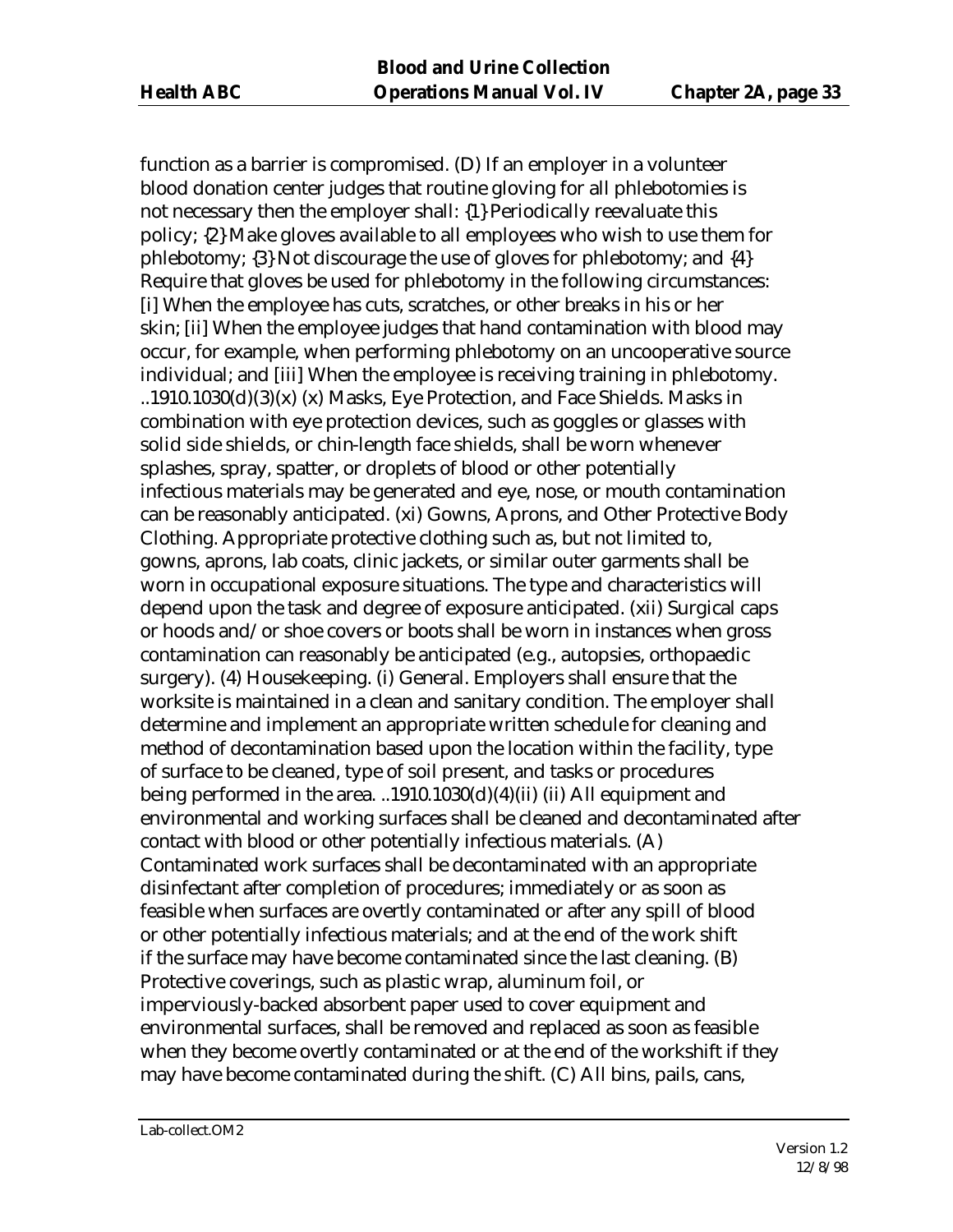function as a barrier is compromised. (D) If an employer in a volunteer blood donation center judges that routine gloving for all phlebotomies is not necessary then the employer shall: {1} Periodically reevaluate this policy; {2} Make gloves available to all employees who wish to use them for phlebotomy; {3} Not discourage the use of gloves for phlebotomy; and {4} Require that gloves be used for phlebotomy in the following circumstances: [i] When the employee has cuts, scratches, or other breaks in his or her skin; [ii] When the employee judges that hand contamination with blood may occur, for example, when performing phlebotomy on an uncooperative source individual; and [iii] When the employee is receiving training in phlebotomy. ..1910.1030(d)(3)(x) (x) Masks, Eye Protection, and Face Shields. Masks in combination with eye protection devices, such as goggles or glasses with solid side shields, or chin-length face shields, shall be worn whenever splashes, spray, spatter, or droplets of blood or other potentially infectious materials may be generated and eye, nose, or mouth contamination can be reasonably anticipated. (xi) Gowns, Aprons, and Other Protective Body Clothing. Appropriate protective clothing such as, but not limited to, gowns, aprons, lab coats, clinic jackets, or similar outer garments shall be worn in occupational exposure situations. The type and characteristics will depend upon the task and degree of exposure anticipated. (xii) Surgical caps or hoods and/or shoe covers or boots shall be worn in instances when gross contamination can reasonably be anticipated (e.g., autopsies, orthopaedic surgery). (4) Housekeeping. (i) General. Employers shall ensure that the worksite is maintained in a clean and sanitary condition. The employer shall determine and implement an appropriate written schedule for cleaning and method of decontamination based upon the location within the facility, type of surface to be cleaned, type of soil present, and tasks or procedures being performed in the area. ..1910.1030(d)(4)(ii) (ii) All equipment and environmental and working surfaces shall be cleaned and decontaminated after contact with blood or other potentially infectious materials. (A) Contaminated work surfaces shall be decontaminated with an appropriate disinfectant after completion of procedures; immediately or as soon as feasible when surfaces are overtly contaminated or after any spill of blood or other potentially infectious materials; and at the end of the work shift if the surface may have become contaminated since the last cleaning. (B) Protective coverings, such as plastic wrap, aluminum foil, or imperviously-backed absorbent paper used to cover equipment and environmental surfaces, shall be removed and replaced as soon as feasible when they become overtly contaminated or at the end of the workshift if they may have become contaminated during the shift. (C) All bins, pails, cans,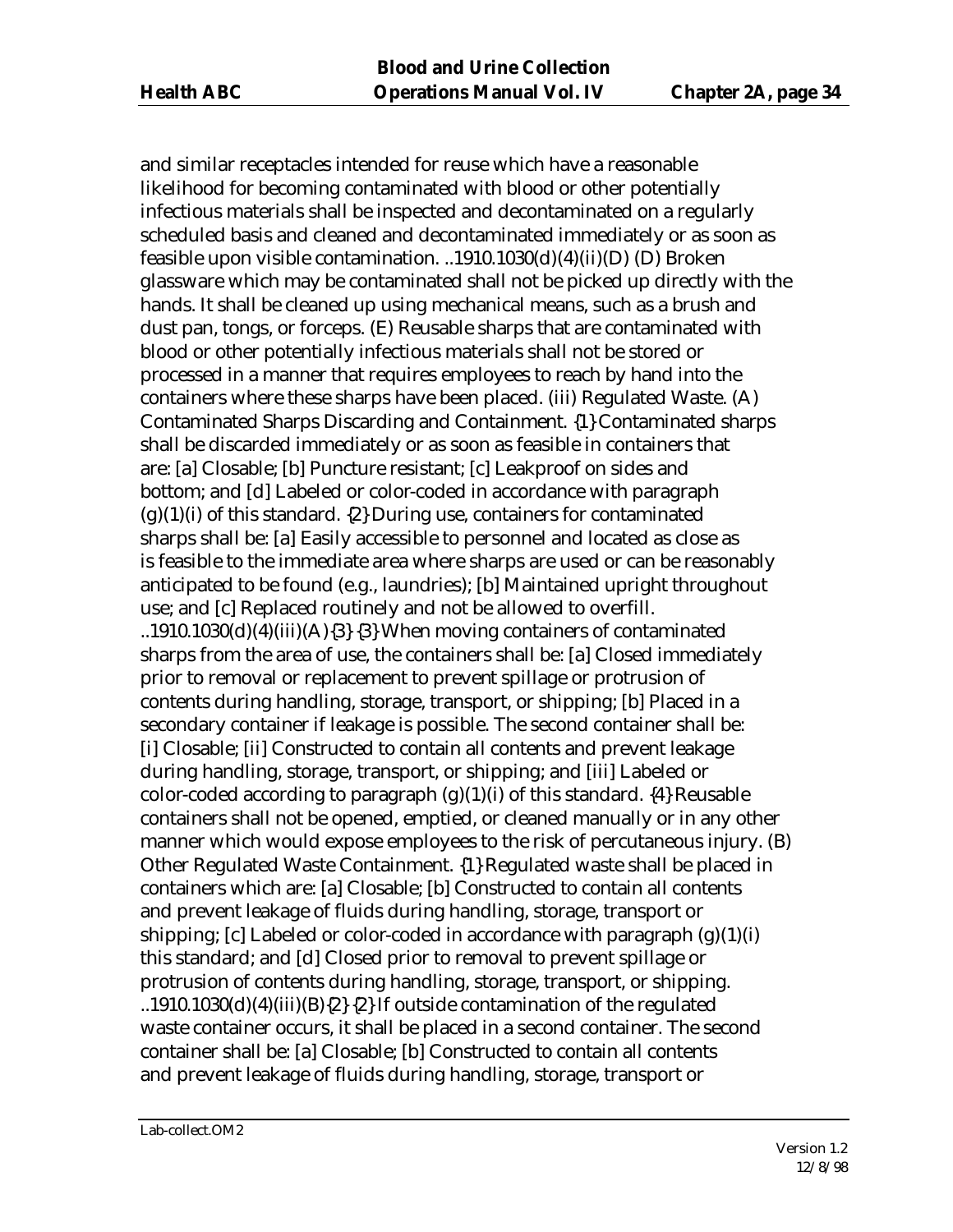and similar receptacles intended for reuse which have a reasonable likelihood for becoming contaminated with blood or other potentially infectious materials shall be inspected and decontaminated on a regularly scheduled basis and cleaned and decontaminated immediately or as soon as feasible upon visible contamination. ..1910.1030(d)(4)(ii)(D) (D) Broken glassware which may be contaminated shall not be picked up directly with the hands. It shall be cleaned up using mechanical means, such as a brush and dust pan, tongs, or forceps. (E) Reusable sharps that are contaminated with blood or other potentially infectious materials shall not be stored or processed in a manner that requires employees to reach by hand into the containers where these sharps have been placed. (iii) Regulated Waste. (A) Contaminated Sharps Discarding and Containment. {1} Contaminated sharps shall be discarded immediately or as soon as feasible in containers that are: [a] Closable; [b] Puncture resistant; [c] Leakproof on sides and bottom; and [d] Labeled or color-coded in accordance with paragraph (g)(1)(i) of this standard. {2} During use, containers for contaminated sharps shall be: [a] Easily accessible to personnel and located as close as is feasible to the immediate area where sharps are used or can be reasonably anticipated to be found (e.g., laundries); [b] Maintained upright throughout use; and [c] Replaced routinely and not be allowed to overfill. ..1910.1030(d)(4)(iii)(A){3} {3} When moving containers of contaminated sharps from the area of use, the containers shall be: [a] Closed immediately prior to removal or replacement to prevent spillage or protrusion of contents during handling, storage, transport, or shipping; [b] Placed in a secondary container if leakage is possible. The second container shall be: [i] Closable; [ii] Constructed to contain all contents and prevent leakage during handling, storage, transport, or shipping; and [iii] Labeled or color-coded according to paragraph (g)(1)(i) of this standard. {4} Reusable containers shall not be opened, emptied, or cleaned manually or in any other manner which would expose employees to the risk of percutaneous injury. (B) Other Regulated Waste Containment. {1} Regulated waste shall be placed in containers which are: [a] Closable; [b] Constructed to contain all contents and prevent leakage of fluids during handling, storage, transport or shipping; [c] Labeled or color-coded in accordance with paragraph (g)(1)(i) this standard; and [d] Closed prior to removal to prevent spillage or protrusion of contents during handling, storage, transport, or shipping. ..1910.1030(d)(4)(iii)(B){2} {2} If outside contamination of the regulated waste container occurs, it shall be placed in a second container. The second container shall be: [a] Closable; [b] Constructed to contain all contents and prevent leakage of fluids during handling, storage, transport or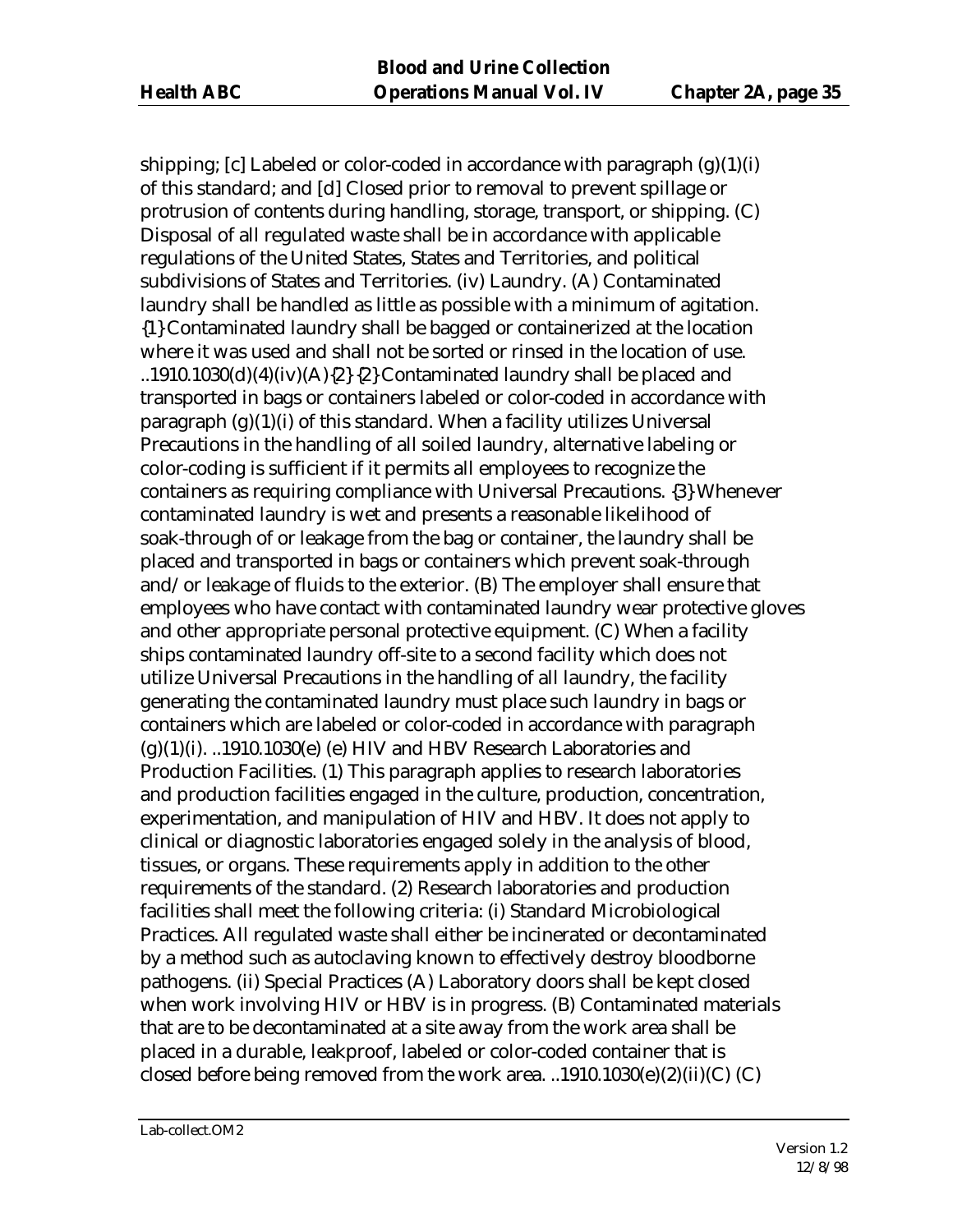shipping; [c] Labeled or color-coded in accordance with paragraph (g)(1)(i) of this standard; and [d] Closed prior to removal to prevent spillage or protrusion of contents during handling, storage, transport, or shipping. (C) Disposal of all regulated waste shall be in accordance with applicable regulations of the United States, States and Territories, and political subdivisions of States and Territories. (iv) Laundry. (A) Contaminated laundry shall be handled as little as possible with a minimum of agitation. {1} Contaminated laundry shall be bagged or containerized at the location where it was used and shall not be sorted or rinsed in the location of use. ..1910.1030(d)(4)(iv)(A){2} {2} Contaminated laundry shall be placed and transported in bags or containers labeled or color-coded in accordance with paragraph (g)(1)(i) of this standard. When a facility utilizes Universal Precautions in the handling of all soiled laundry, alternative labeling or color-coding is sufficient if it permits all employees to recognize the containers as requiring compliance with Universal Precautions. {3} Whenever contaminated laundry is wet and presents a reasonable likelihood of soak-through of or leakage from the bag or container, the laundry shall be placed and transported in bags or containers which prevent soak-through and/or leakage of fluids to the exterior. (B) The employer shall ensure that employees who have contact with contaminated laundry wear protective gloves and other appropriate personal protective equipment. (C) When a facility ships contaminated laundry off-site to a second facility which does not utilize Universal Precautions in the handling of all laundry, the facility generating the contaminated laundry must place such laundry in bags or containers which are labeled or color-coded in accordance with paragraph (g)(1)(i). ..1910.1030(e) (e) HIV and HBV Research Laboratories and Production Facilities. (1) This paragraph applies to research laboratories and production facilities engaged in the culture, production, concentration, experimentation, and manipulation of HIV and HBV. It does not apply to clinical or diagnostic laboratories engaged solely in the analysis of blood, tissues, or organs. These requirements apply in addition to the other requirements of the standard. (2) Research laboratories and production facilities shall meet the following criteria: (i) Standard Microbiological Practices. All regulated waste shall either be incinerated or decontaminated by a method such as autoclaving known to effectively destroy bloodborne pathogens. (ii) Special Practices (A) Laboratory doors shall be kept closed when work involving HIV or HBV is in progress. (B) Contaminated materials that are to be decontaminated at a site away from the work area shall be placed in a durable, leakproof, labeled or color-coded container that is closed before being removed from the work area. ..1910.1030(e)(2)(ii)(C) (C)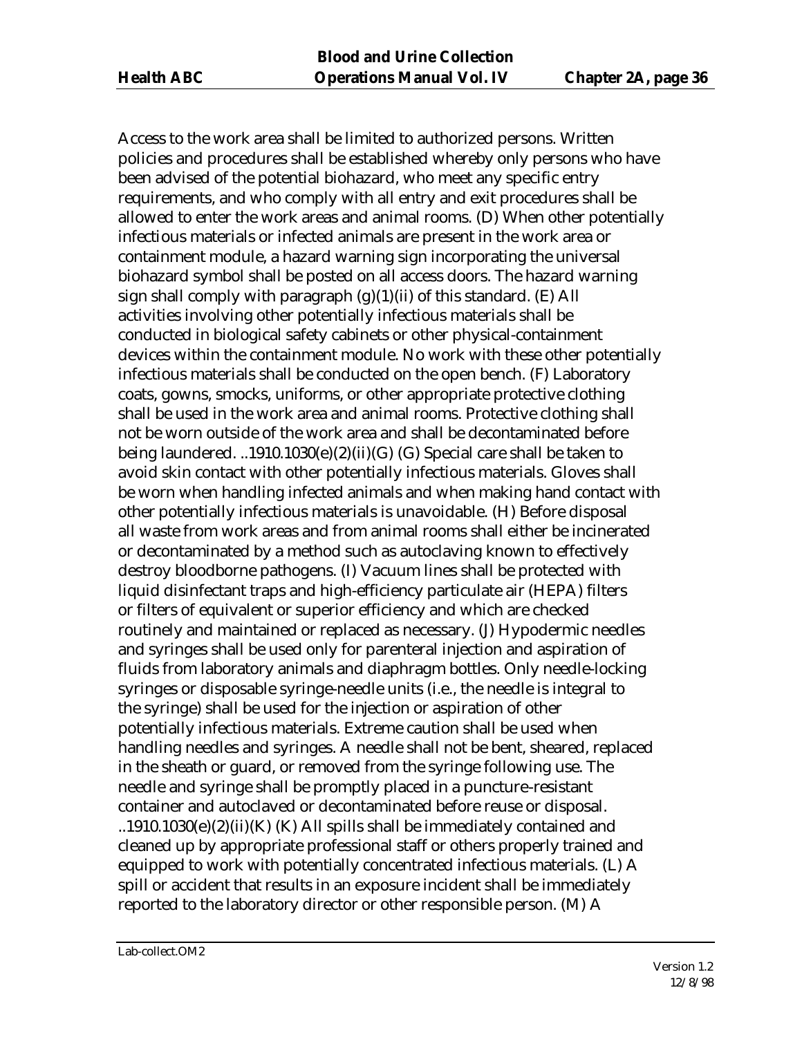Access to the work area shall be limited to authorized persons. Written policies and procedures shall be established whereby only persons who have been advised of the potential biohazard, who meet any specific entry requirements, and who comply with all entry and exit procedures shall be allowed to enter the work areas and animal rooms. (D) When other potentially infectious materials or infected animals are present in the work area or containment module, a hazard warning sign incorporating the universal biohazard symbol shall be posted on all access doors. The hazard warning sign shall comply with paragraph (g)(1)(ii) of this standard. (E) All activities involving other potentially infectious materials shall be conducted in biological safety cabinets or other physical-containment devices within the containment module. No work with these other potentially infectious materials shall be conducted on the open bench. (F) Laboratory coats, gowns, smocks, uniforms, or other appropriate protective clothing shall be used in the work area and animal rooms. Protective clothing shall not be worn outside of the work area and shall be decontaminated before being laundered. ..1910.1030(e)(2)(ii)(G) (G) Special care shall be taken to avoid skin contact with other potentially infectious materials. Gloves shall be worn when handling infected animals and when making hand contact with other potentially infectious materials is unavoidable. (H) Before disposal all waste from work areas and from animal rooms shall either be incinerated or decontaminated by a method such as autoclaving known to effectively destroy bloodborne pathogens. (I) Vacuum lines shall be protected with liquid disinfectant traps and high-efficiency particulate air (HEPA) filters or filters of equivalent or superior efficiency and which are checked routinely and maintained or replaced as necessary. (J) Hypodermic needles and syringes shall be used only for parenteral injection and aspiration of fluids from laboratory animals and diaphragm bottles. Only needle-locking syringes or disposable syringe-needle units (i.e., the needle is integral to the syringe) shall be used for the injection or aspiration of other potentially infectious materials. Extreme caution shall be used when handling needles and syringes. A needle shall not be bent, sheared, replaced in the sheath or guard, or removed from the syringe following use. The needle and syringe shall be promptly placed in a puncture-resistant container and autoclaved or decontaminated before reuse or disposal. ..1910.1030(e)(2)(ii)(K) (K) All spills shall be immediately contained and cleaned up by appropriate professional staff or others properly trained and equipped to work with potentially concentrated infectious materials. (L) A spill or accident that results in an exposure incident shall be immediately reported to the laboratory director or other responsible person. (M) A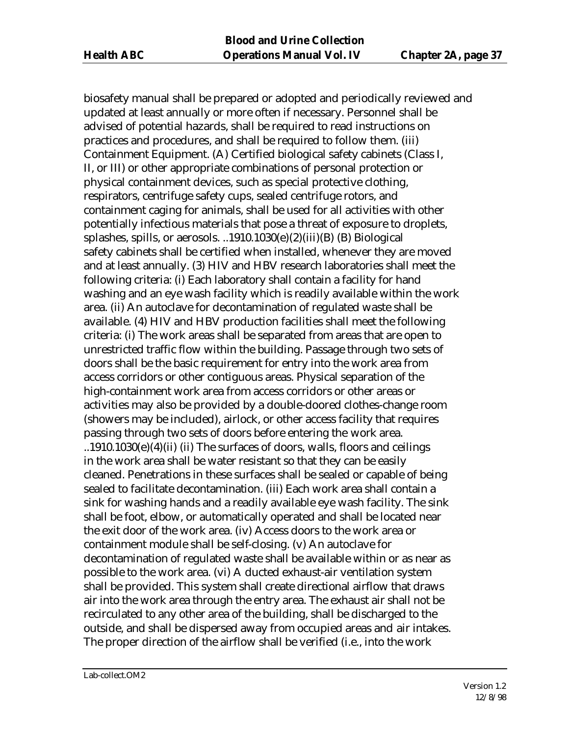biosafety manual shall be prepared or adopted and periodically reviewed and updated at least annually or more often if necessary. Personnel shall be advised of potential hazards, shall be required to read instructions on practices and procedures, and shall be required to follow them. (iii) Containment Equipment. (A) Certified biological safety cabinets (Class I, II, or III) or other appropriate combinations of personal protection or physical containment devices, such as special protective clothing, respirators, centrifuge safety cups, sealed centrifuge rotors, and containment caging for animals, shall be used for all activities with other potentially infectious materials that pose a threat of exposure to droplets, splashes, spills, or aerosols. ..1910.1030(e)(2)(iii)(B) (B) Biological safety cabinets shall be certified when installed, whenever they are moved and at least annually. (3) HIV and HBV research laboratories shall meet the following criteria: (i) Each laboratory shall contain a facility for hand washing and an eye wash facility which is readily available within the work area. (ii) An autoclave for decontamination of regulated waste shall be available. (4) HIV and HBV production facilities shall meet the following criteria: (i) The work areas shall be separated from areas that are open to unrestricted traffic flow within the building. Passage through two sets of doors shall be the basic requirement for entry into the work area from access corridors or other contiguous areas. Physical separation of the high-containment work area from access corridors or other areas or activities may also be provided by a double-doored clothes-change room (showers may be included), airlock, or other access facility that requires passing through two sets of doors before entering the work area. ..1910.1030(e)(4)(ii) (ii) The surfaces of doors, walls, floors and ceilings in the work area shall be water resistant so that they can be easily cleaned. Penetrations in these surfaces shall be sealed or capable of being sealed to facilitate decontamination. (iii) Each work area shall contain a sink for washing hands and a readily available eye wash facility. The sink shall be foot, elbow, or automatically operated and shall be located near the exit door of the work area. (iv) Access doors to the work area or containment module shall be self-closing. (v) An autoclave for decontamination of regulated waste shall be available within or as near as possible to the work area. (vi) A ducted exhaust-air ventilation system shall be provided. This system shall create directional airflow that draws air into the work area through the entry area. The exhaust air shall not be recirculated to any other area of the building, shall be discharged to the outside, and shall be dispersed away from occupied areas and air intakes. The proper direction of the airflow shall be verified (i.e., into the work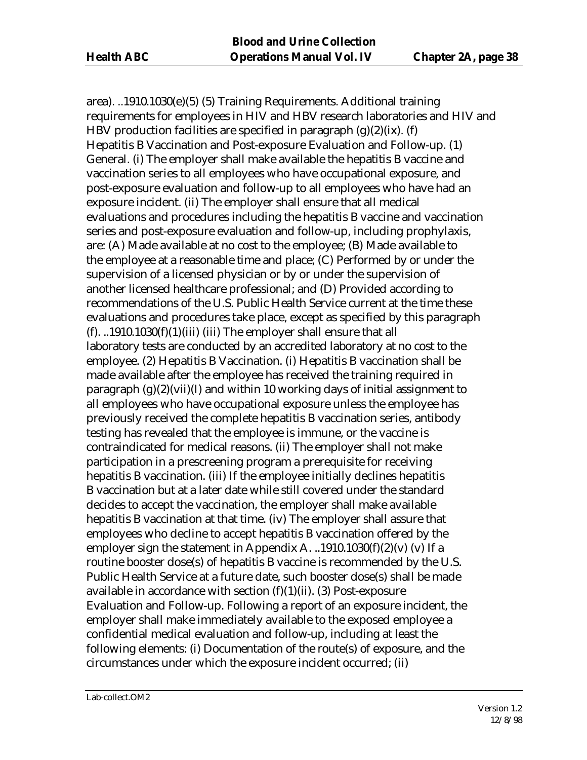area). ..1910.1030(e)(5) (5) Training Requirements. Additional training requirements for employees in HIV and HBV research laboratories and HIV and HBV production facilities are specified in paragraph (g)(2)(ix). (f) Hepatitis B Vaccination and Post-exposure Evaluation and Follow-up. (1) General. (i) The employer shall make available the hepatitis B vaccine and vaccination series to all employees who have occupational exposure, and post-exposure evaluation and follow-up to all employees who have had an exposure incident. (ii) The employer shall ensure that all medical evaluations and procedures including the hepatitis B vaccine and vaccination series and post-exposure evaluation and follow-up, including prophylaxis, are: (A) Made available at no cost to the employee; (B) Made available to the employee at a reasonable time and place; (C) Performed by or under the supervision of a licensed physician or by or under the supervision of another licensed healthcare professional; and (D) Provided according to recommendations of the U.S. Public Health Service current at the time these evaluations and procedures take place, except as specified by this paragraph (f). ..1910.1030(f)(1)(iii) (iii) The employer shall ensure that all laboratory tests are conducted by an accredited laboratory at no cost to the employee. (2) Hepatitis B Vaccination. (i) Hepatitis B vaccination shall be made available after the employee has received the training required in paragraph (g)(2)(vii)(I) and within 10 working days of initial assignment to all employees who have occupational exposure unless the employee has previously received the complete hepatitis B vaccination series, antibody testing has revealed that the employee is immune, or the vaccine is contraindicated for medical reasons. (ii) The employer shall not make participation in a prescreening program a prerequisite for receiving hepatitis B vaccination. (iii) If the employee initially declines hepatitis B vaccination but at a later date while still covered under the standard decides to accept the vaccination, the employer shall make available hepatitis B vaccination at that time. (iv) The employer shall assure that employees who decline to accept hepatitis B vaccination offered by the employer sign the statement in Appendix A. ..1910.1030(f)(2)(v) (v) If a routine booster dose(s) of hepatitis B vaccine is recommended by the U.S. Public Health Service at a future date, such booster dose(s) shall be made available in accordance with section (f)(1)(ii). (3) Post-exposure Evaluation and Follow-up. Following a report of an exposure incident, the employer shall make immediately available to the exposed employee a confidential medical evaluation and follow-up, including at least the following elements: (i) Documentation of the route(s) of exposure, and the circumstances under which the exposure incident occurred; (ii)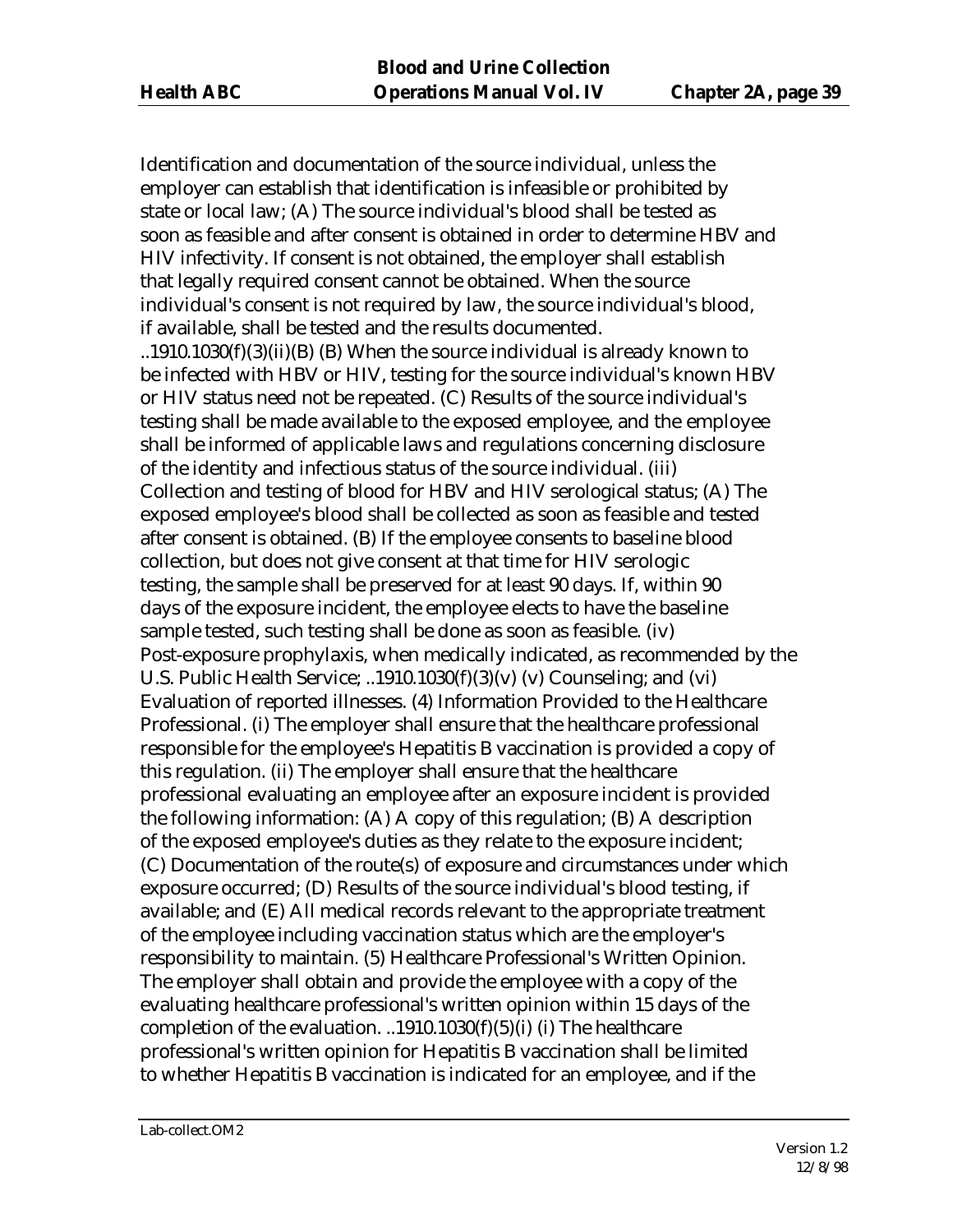Identification and documentation of the source individual, unless the employer can establish that identification is infeasible or prohibited by state or local law; (A) The source individual's blood shall be tested as soon as feasible and after consent is obtained in order to determine HBV and HIV infectivity. If consent is not obtained, the employer shall establish that legally required consent cannot be obtained. When the source individual's consent is not required by law, the source individual's blood, if available, shall be tested and the results documented. ..1910.1030(f)(3)(ii)(B) (B) When the source individual is already known to be infected with HBV or HIV, testing for the source individual's known HBV or HIV status need not be repeated. (C) Results of the source individual's testing shall be made available to the exposed employee, and the employee shall be informed of applicable laws and regulations concerning disclosure of the identity and infectious status of the source individual. (iii) Collection and testing of blood for HBV and HIV serological status; (A) The exposed employee's blood shall be collected as soon as feasible and tested after consent is obtained. (B) If the employee consents to baseline blood collection, but does not give consent at that time for HIV serologic testing, the sample shall be preserved for at least 90 days. If, within 90 days of the exposure incident, the employee elects to have the baseline sample tested, such testing shall be done as soon as feasible. (iv) Post-exposure prophylaxis, when medically indicated, as recommended by the U.S. Public Health Service; ..1910.1030(f)(3)(v) (v) Counseling; and (vi) Evaluation of reported illnesses. (4) Information Provided to the Healthcare Professional. (i) The employer shall ensure that the healthcare professional responsible for the employee's Hepatitis B vaccination is provided a copy of this regulation. (ii) The employer shall ensure that the healthcare professional evaluating an employee after an exposure incident is provided the following information: (A) A copy of this regulation; (B) A description of the exposed employee's duties as they relate to the exposure incident; (C) Documentation of the route(s) of exposure and circumstances under which exposure occurred; (D) Results of the source individual's blood testing, if available; and (E) All medical records relevant to the appropriate treatment of the employee including vaccination status which are the employer's responsibility to maintain. (5) Healthcare Professional's Written Opinion. The employer shall obtain and provide the employee with a copy of the evaluating healthcare professional's written opinion within 15 days of the completion of the evaluation. ..1910.1030(f)(5)(i) (i) The healthcare professional's written opinion for Hepatitis B vaccination shall be limited to whether Hepatitis B vaccination is indicated for an employee, and if the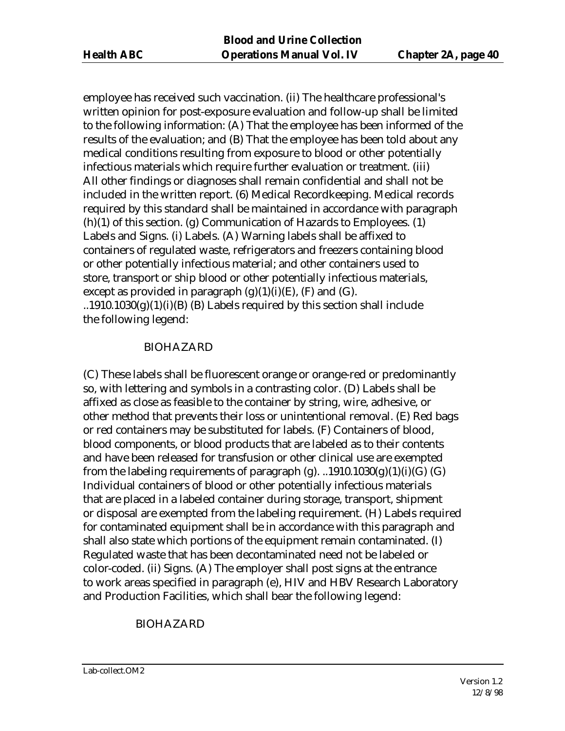employee has received such vaccination. (ii) The healthcare professional's written opinion for post-exposure evaluation and follow-up shall be limited to the following information: (A) That the employee has been informed of the results of the evaluation; and (B) That the employee has been told about any medical conditions resulting from exposure to blood or other potentially infectious materials which require further evaluation or treatment. (iii) All other findings or diagnoses shall remain confidential and shall not be included in the written report. (6) Medical Recordkeeping. Medical records required by this standard shall be maintained in accordance with paragraph (h)(1) of this section. (g) Communication of Hazards to Employees. (1) Labels and Signs. (i) Labels. (A) Warning labels shall be affixed to containers of regulated waste, refrigerators and freezers containing blood or other potentially infectious material; and other containers used to store, transport or ship blood or other potentially infectious materials, except as provided in paragraph (g)(1)(i)(E), (F) and (G). ..1910.1030(g)(1)(i)(B) (B) Labels required by this section shall include the following legend:

BIOHAZARD

(C) These labels shall be fluorescent orange or orange-red or predominantly so, with lettering and symbols in a contrasting color. (D) Labels shall be affixed as close as feasible to the container by string, wire, adhesive, or other method that prevents their loss or unintentional removal. (E) Red bags or red containers may be substituted for labels. (F) Containers of blood, blood components, or blood products that are labeled as to their contents and have been released for transfusion or other clinical use are exempted from the labeling requirements of paragraph (g). ..1910.1030(g)(1)(i)(G) (G) Individual containers of blood or other potentially infectious materials that are placed in a labeled container during storage, transport, shipment or disposal are exempted from the labeling requirement. (H) Labels required for contaminated equipment shall be in accordance with this paragraph and shall also state which portions of the equipment remain contaminated. (I) Regulated waste that has been decontaminated need not be labeled or color-coded. (ii) Signs. (A) The employer shall post signs at the entrance to work areas specified in paragraph (e), HIV and HBV Research Laboratory and Production Facilities, which shall bear the following legend:

BIOHAZARD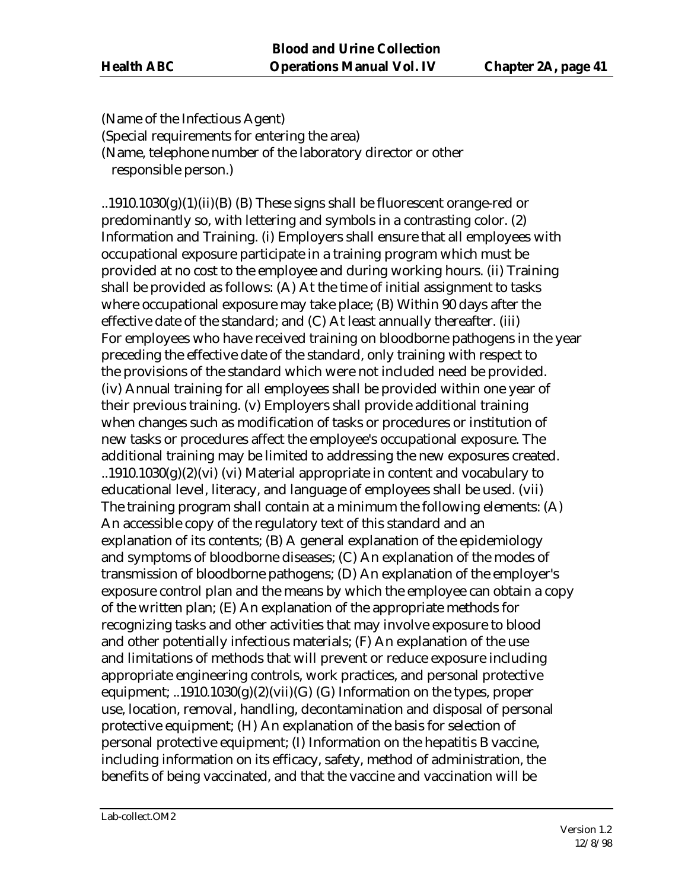(Name of the Infectious Agent)
(Special requirements for entering the area)
(Name, telephone number of the laboratory director or other
responsible person.)

..1910.1030(g)(1)(ii)(B) (B) These signs shall be fluorescent orange-red or predominantly so, with lettering and symbols in a contrasting color. (2) Information and Training. (i) Employers shall ensure that all employees with occupational exposure participate in a training program which must be provided at no cost to the employee and during working hours. (ii) Training shall be provided as follows: (A) At the time of initial assignment to tasks where occupational exposure may take place; (B) Within 90 days after the effective date of the standard; and (C) At least annually thereafter. (iii) For employees who have received training on bloodborne pathogens in the year preceding the effective date of the standard, only training with respect to the provisions of the standard which were not included need be provided. (iv) Annual training for all employees shall be provided within one year of their previous training. (v) Employers shall provide additional training when changes such as modification of tasks or procedures or institution of new tasks or procedures affect the employee's occupational exposure. The additional training may be limited to addressing the new exposures created. ..1910.1030(g)(2)(vi) (vi) Material appropriate in content and vocabulary to educational level, literacy, and language of employees shall be used. (vii) The training program shall contain at a minimum the following elements: (A) An accessible copy of the regulatory text of this standard and an explanation of its contents; (B) A general explanation of the epidemiology and symptoms of bloodborne diseases; (C) An explanation of the modes of transmission of bloodborne pathogens; (D) An explanation of the employer's exposure control plan and the means by which the employee can obtain a copy of the written plan; (E) An explanation of the appropriate methods for recognizing tasks and other activities that may involve exposure to blood and other potentially infectious materials; (F) An explanation of the use and limitations of methods that will prevent or reduce exposure including appropriate engineering controls, work practices, and personal protective equipment; ..1910.1030(g)(2)(vii)(G) (G) Information on the types, proper use, location, removal, handling, decontamination and disposal of personal protective equipment; (H) An explanation of the basis for selection of personal protective equipment; (I) Information on the hepatitis B vaccine, including information on its efficacy, safety, method of administration, the benefits of being vaccinated, and that the vaccine and vaccination will be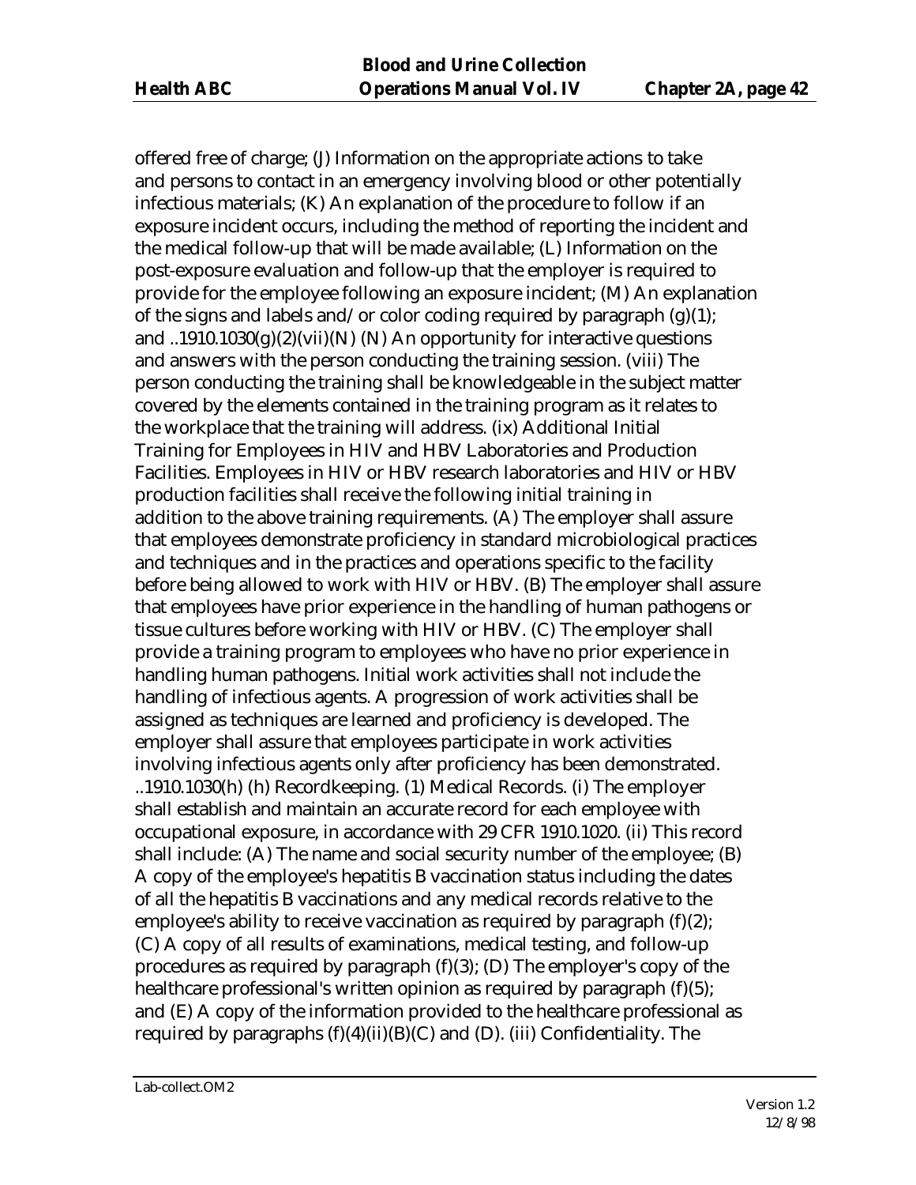offered free of charge; (J) Information on the appropriate actions to take and persons to contact in an emergency involving blood or other potentially infectious materials; (K) An explanation of the procedure to follow if an exposure incident occurs, including the method of reporting the incident and the medical follow-up that will be made available; (L) Information on the post-exposure evaluation and follow-up that the employer is required to provide for the employee following an exposure incident; (M) An explanation of the signs and labels and/or color coding required by paragraph (g)(1); and ..1910.1030(g)(2)(vii)(N) (N) An opportunity for interactive questions and answers with the person conducting the training session. (viii) The person conducting the training shall be knowledgeable in the subject matter covered by the elements contained in the training program as it relates to the workplace that the training will address. (ix) Additional Initial Training for Employees in HIV and HBV Laboratories and Production Facilities. Employees in HIV or HBV research laboratories and HIV or HBV production facilities shall receive the following initial training in addition to the above training requirements. (A) The employer shall assure that employees demonstrate proficiency in standard microbiological practices and techniques and in the practices and operations specific to the facility before being allowed to work with HIV or HBV. (B) The employer shall assure that employees have prior experience in the handling of human pathogens or tissue cultures before working with HIV or HBV. (C) The employer shall provide a training program to employees who have no prior experience in handling human pathogens. Initial work activities shall not include the handling of infectious agents. A progression of work activities shall be assigned as techniques are learned and proficiency is developed. The employer shall assure that employees participate in work activities involving infectious agents only after proficiency has been demonstrated. ..1910.1030(h) (h) Recordkeeping. (1) Medical Records. (i) The employer shall establish and maintain an accurate record for each employee with occupational exposure, in accordance with 29 CFR 1910.1020. (ii) This record shall include: (A) The name and social security number of the employee; (B) A copy of the employee's hepatitis B vaccination status including the dates of all the hepatitis B vaccinations and any medical records relative to the employee's ability to receive vaccination as required by paragraph (f)(2); (C) A copy of all results of examinations, medical testing, and follow-up procedures as required by paragraph (f)(3); (D) The employer's copy of the healthcare professional's written opinion as required by paragraph (f)(5); and (E) A copy of the information provided to the healthcare professional as required by paragraphs (f)(4)(ii)(B)(C) and (D). (iii) Confidentiality. The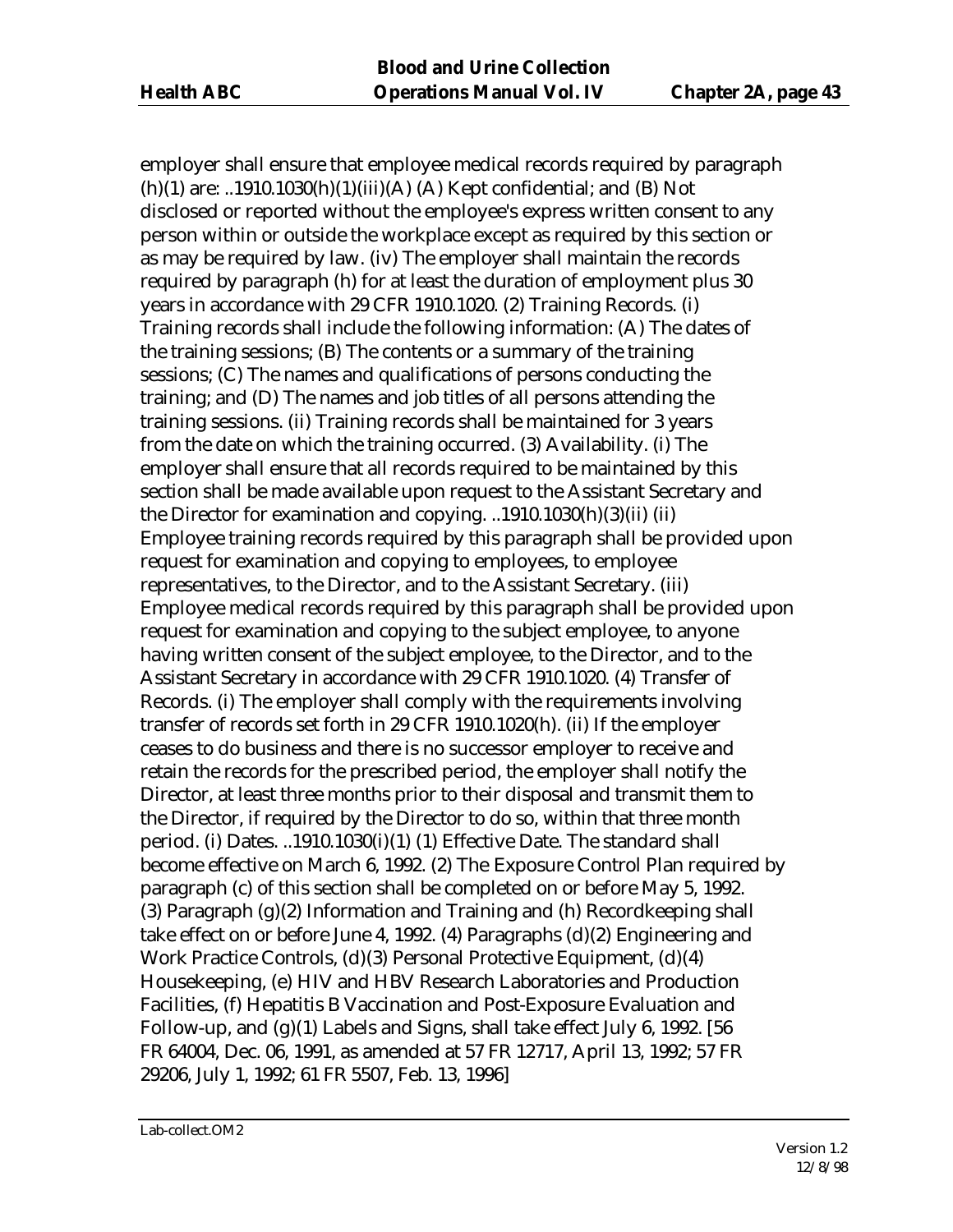employer shall ensure that employee medical records required by paragraph (h)(1) are: ..1910.1030(h)(1)(iii)(A) (A) Kept confidential; and (B) Not disclosed or reported without the employee's express written consent to any person within or outside the workplace except as required by this section or as may be required by law. (iv) The employer shall maintain the records required by paragraph (h) for at least the duration of employment plus 30 years in accordance with 29 CFR 1910.1020. (2) Training Records. (i) Training records shall include the following information: (A) The dates of the training sessions; (B) The contents or a summary of the training sessions; (C) The names and qualifications of persons conducting the training; and (D) The names and job titles of all persons attending the training sessions. (ii) Training records shall be maintained for 3 years from the date on which the training occurred. (3) Availability. (i) The employer shall ensure that all records required to be maintained by this section shall be made available upon request to the Assistant Secretary and the Director for examination and copying. ..1910.1030(h)(3)(ii) (ii) Employee training records required by this paragraph shall be provided upon request for examination and copying to employees, to employee representatives, to the Director, and to the Assistant Secretary. (iii) Employee medical records required by this paragraph shall be provided upon request for examination and copying to the subject employee, to anyone having written consent of the subject employee, to the Director, and to the Assistant Secretary in accordance with 29 CFR 1910.1020. (4) Transfer of Records. (i) The employer shall comply with the requirements involving transfer of records set forth in 29 CFR 1910.1020(h). (ii) If the employer ceases to do business and there is no successor employer to receive and retain the records for the prescribed period, the employer shall notify the Director, at least three months prior to their disposal and transmit them to the Director, if required by the Director to do so, within that three month period. (i) Dates. ..1910.1030(i)(1) (1) Effective Date. The standard shall become effective on March 6, 1992. (2) The Exposure Control Plan required by paragraph (c) of this section shall be completed on or before May 5, 1992. (3) Paragraph (g)(2) Information and Training and (h) Recordkeeping shall take effect on or before June 4, 1992. (4) Paragraphs (d)(2) Engineering and Work Practice Controls, (d)(3) Personal Protective Equipment, (d)(4) Housekeeping, (e) HIV and HBV Research Laboratories and Production Facilities, (f) Hepatitis B Vaccination and Post-Exposure Evaluation and Follow-up, and (g)(1) Labels and Signs, shall take effect July 6, 1992. [56 FR 64004, Dec. 06, 1991, as amended at 57 FR 12717, April 13, 1992; 57 FR 29206, July 1, 1992; 61 FR 5507, Feb. 13, 1996]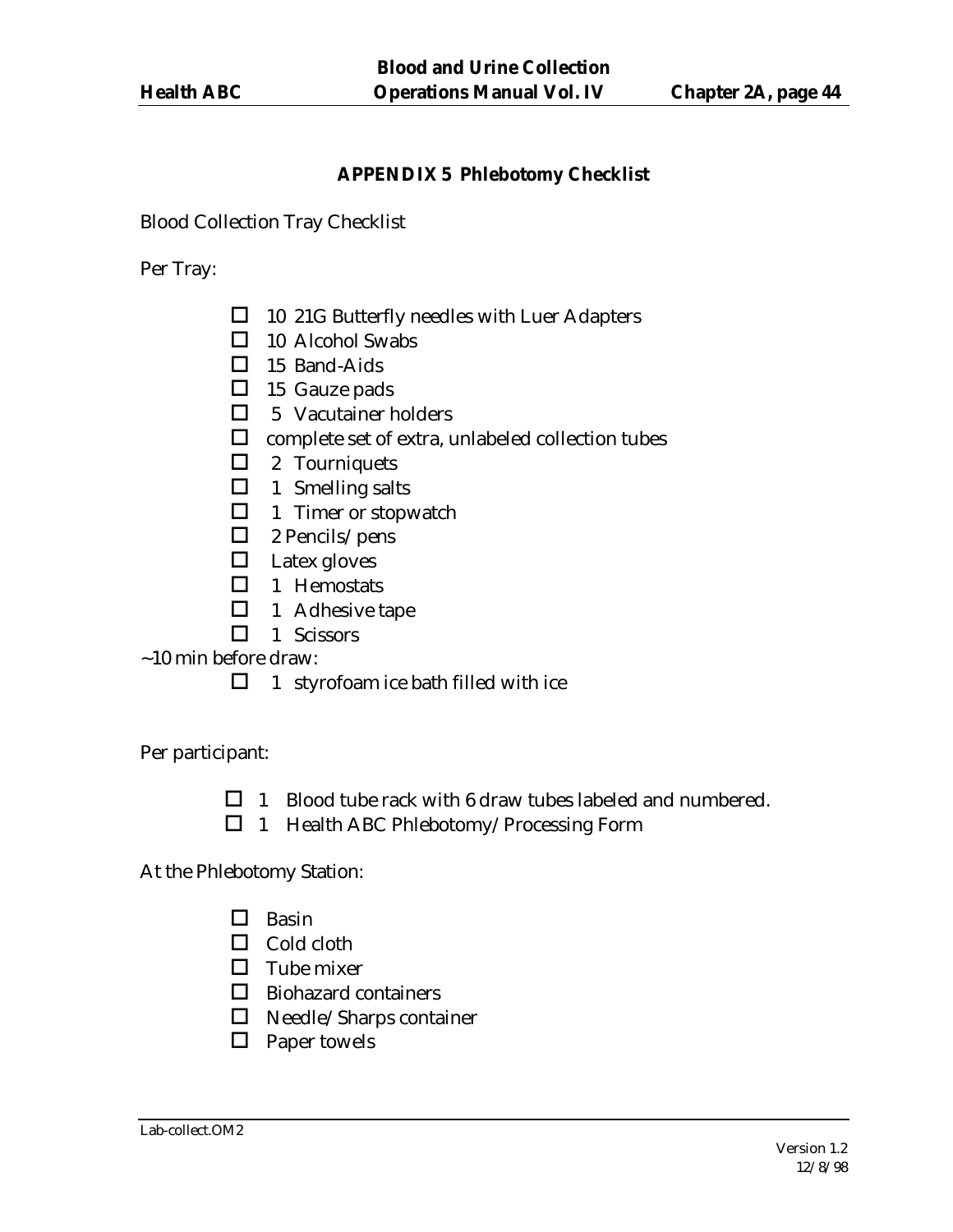## APPENDIX 5 Phlebotomy Checklist

Blood Collection Tray Checklist

Per Tray:

- ☐ 10 21G Butterfly needles with Luer Adapters
- ☐ 10 Alcohol Swabs
- ☐ 15 Band-Aids
- ☐ 15 Gauze pads
- ☐ 5 Vacutainer holders
- ☐ complete set of extra, unlabeled collection tubes
- ☐ 2 Tourniquets
- ☐ 1 Smelling salts
- ☐ 1 Timer or stopwatch
- ☐ 2 Pencils/pens
- ☐ Latex gloves
- ☐ 1 Hemostats
- ☐ 1 Adhesive tape
- ☐ 1 Scissors

~10 min before draw:

- ☐ 1 styrofoam ice bath filled with ice

Per participant:

- ☐ 1 Blood tube rack with 6 draw tubes labeled and numbered.
- ☐ 1 Health ABC Phlebotomy/Processing Form

At the Phlebotomy Station:

- ☐ Basin
- ☐ Cold cloth
- ☐ Tube mixer
- ☐ Biohazard containers
- ☐ Needle/Sharps container
- ☐ Paper towels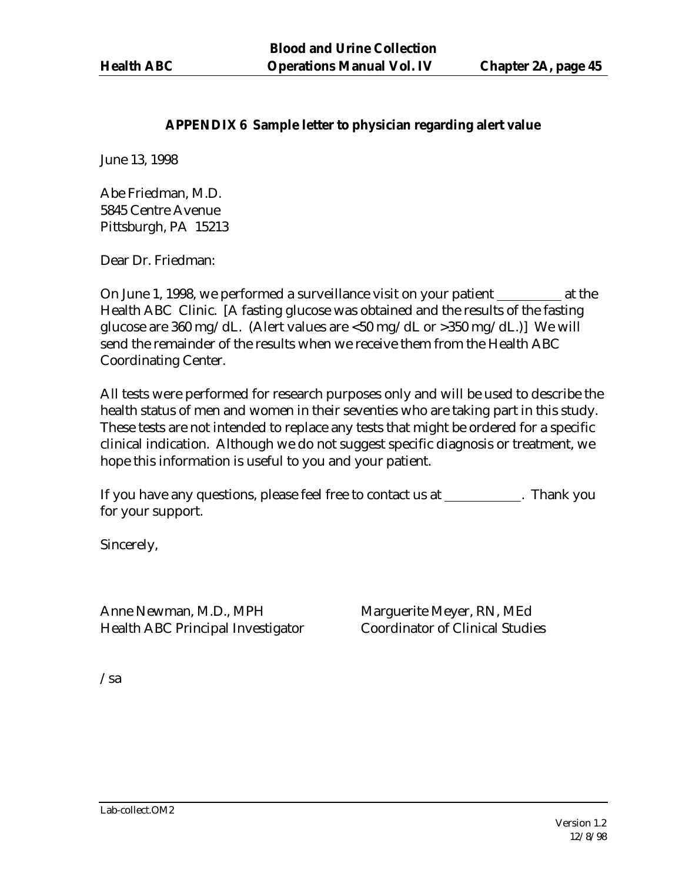## APPENDIX 6 Sample letter to physician regarding alert value

June 13, 1998

Abe Friedman, M.D.  
5845 Centre Avenue  
Pittsburgh, PA 15213

Dear Dr. Friedman:

On June 1, 1998, we performed a surveillance visit on your patient \_\_\_\_\_\_\_\_\_\_ at the Health ABC Clinic. [A fasting glucose was obtained and the results of the fasting glucose are 360 mg/dL. (Alert values are <50 mg/dL or >350 mg/dL.)] We will send the remainder of the results when we receive them from the Health ABC Coordinating Center.

All tests were performed for research purposes only and will be used to describe the health status of men and women in their seventies who are taking part in this study. These tests are not intended to replace any tests that might be ordered for a specific clinical indication. Although we do not suggest specific diagnosis or treatment, we hope this information is useful to you and your patient.

If you have any questions, please feel free to contact us at \_\_\_\_\_\_\_\_\_\_\_\_. Thank you for your support.

Sincerely,

Anne Newman, M.D., MPH  
Health ABC Principal Investigator

Marguerite Meyer, RN, MEd  
Coordinator of Clinical Studies

/sa